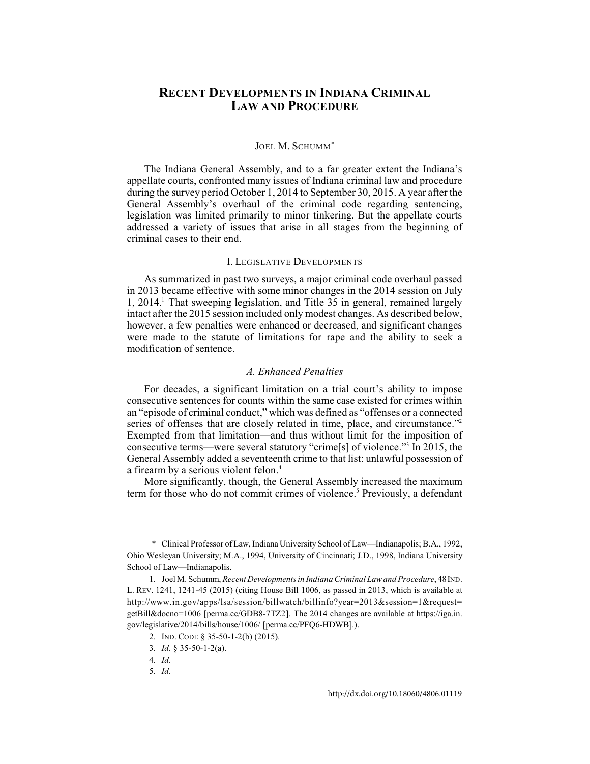# RECENT DEVELOPMENTS IN INDIANA CRIMINAL LAW AND PROCEDURE

JOEL M. SCHUMM*

The Indiana General Assembly, and to a far greater extent the Indiana's appellate courts, confronted many issues of Indiana criminal law and procedure during the survey period October 1, 2014 to September 30, 2015. A year after the General Assembly's overhaul of the criminal code regarding sentencing, legislation was limited primarily to minor tinkering. But the appellate courts addressed a variety of issues that arise in all stages from the beginning of criminal cases to their end.

## I. LEGISLATIVE DEVELOPMENTS

As summarized in past two surveys, a major criminal code overhaul passed in 2013 became effective with some minor changes in the 2014 session on July 1, 2014.[1] That sweeping legislation, and Title 35 in general, remained largely intact after the 2015 session included only modest changes. As described below, however, a few penalties were enhanced or decreased, and significant changes were made to the statute of limitations for rape and the ability to seek a modification of sentence.

### *A. Enhanced Penalties*

For decades, a significant limitation on a trial court's ability to impose consecutive sentences for counts within the same case existed for crimes within an "episode of criminal conduct," which was defined as "offenses or a connected series of offenses that are closely related in time, place, and circumstance."[2] Exempted from that limitation—and thus without limit for the imposition of consecutive terms—were several statutory "crime[s] of violence."[3] In 2015, the General Assembly added a seventeenth crime to that list: unlawful possession of a firearm by a serious violent felon.[4]

More significantly, though, the General Assembly increased the maximum term for those who do not commit crimes of violence.[5] Previously, a defendant

---

\* Clinical Professor of Law, Indiana University School of Law—Indianapolis; B.A., 1992, Ohio Wesleyan University; M.A., 1994, University of Cincinnati; J.D., 1998, Indiana University School of Law—Indianapolis.

1. Joel M. Schumm, *Recent Developments in Indiana Criminal Law and Procedure*, 48 IND. L. REV. 1241, 1241-45 (2015) (citing House Bill 1006, as passed in 2013, which is available at http://www.in.gov/apps/lsa/session/billwatch/billinfo?year=2013&session=1&request=getBill&docno=1006 [perma.cc/GDB8-7TZ2]. The 2014 changes are available at https://iga.in.gov/legislative/2014/bills/house/1006/ [perma.cc/PFQ6-HDWB].).

2. IND. CODE § 35-50-1-2(b) (2015).

3. *Id.* § 35-50-1-2(a).

4. *Id.*

5. *Id.*

http://dx.doi.org/10.18060/4806.01119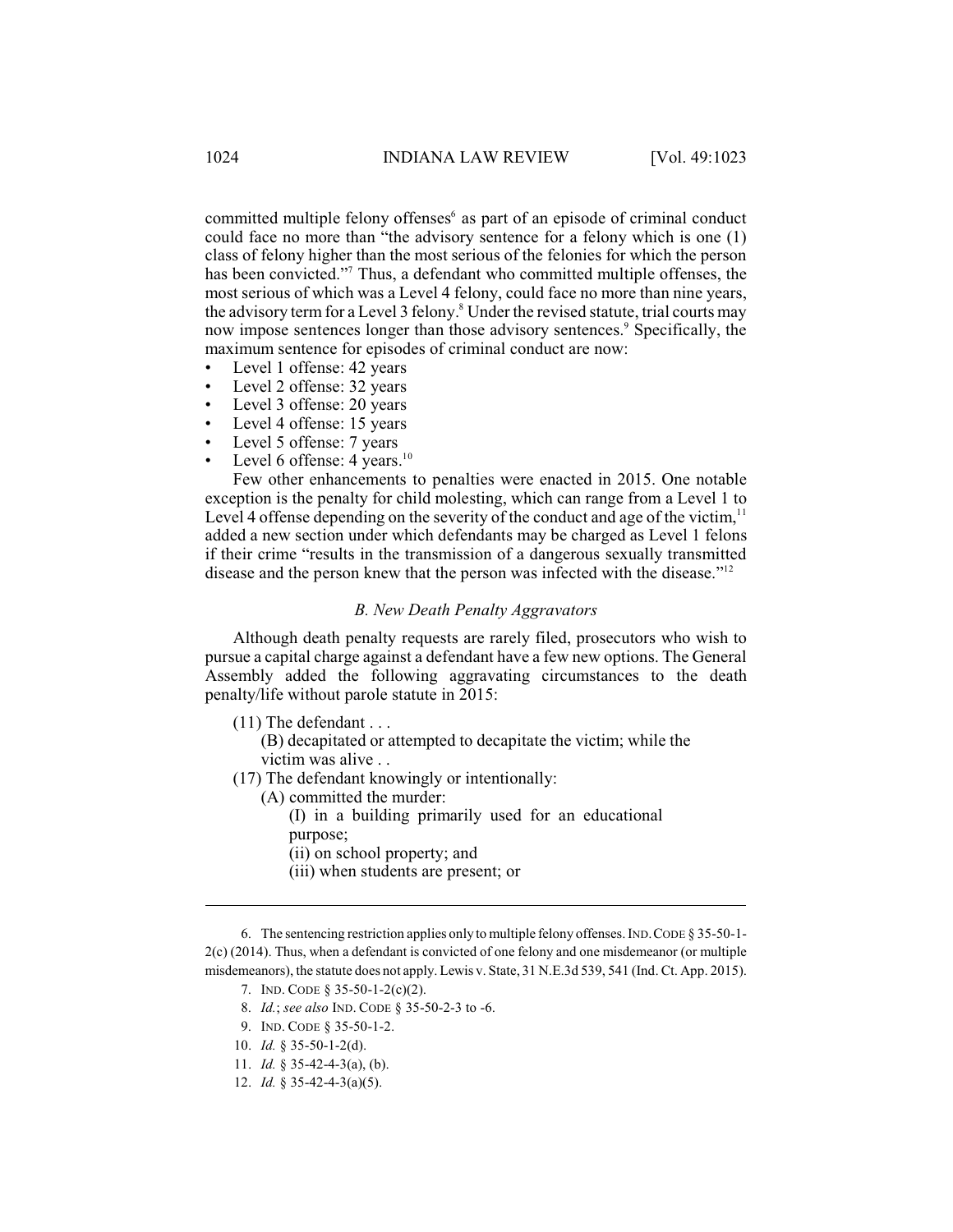committed multiple felony offenses[6] as part of an episode of criminal conduct could face no more than "the advisory sentence for a felony which is one (1) class of felony higher than the most serious of the felonies for which the person has been convicted."[7] Thus, a defendant who committed multiple offenses, the most serious of which was a Level 4 felony, could face no more than nine years, the advisory term for a Level 3 felony.[8] Under the revised statute, trial courts may now impose sentences longer than those advisory sentences.[9] Specifically, the maximum sentence for episodes of criminal conduct are now:

- Level 1 offense: 42 years
- Level 2 offense: 32 years
- Level 3 offense: 20 years
- Level 4 offense: 15 years
- Level 5 offense: 7 years
- Level 6 offense: 4 years.[10]

Few other enhancements to penalties were enacted in 2015. One notable exception is the penalty for child molesting, which can range from a Level 1 to Level 4 offense depending on the severity of the conduct and age of the victim,[11] added a new section under which defendants may be charged as Level 1 felons if their crime "results in the transmission of a dangerous sexually transmitted disease and the person knew that the person was infected with the disease."[12]

### *B. New Death Penalty Aggravators*

Although death penalty requests are rarely filed, prosecutors who wish to pursue a capital charge against a defendant have a few new options. The General Assembly added the following aggravating circumstances to the death penalty/life without parole statute in 2015:

> (11) The defendant . . .
>
> > (B) decapitated or attempted to decapitate the victim; while the victim was alive . .
>
> (17) The defendant knowingly or intentionally:
>
> > (A) committed the murder:
> >
> > > (I) in a building primarily used for an educational purpose;
> > >
> > > (ii) on school property; and
> > >
> > > (iii) when students are present; or

---

6. The sentencing restriction applies only to multiple felony offenses. IND. CODE § 35-50-1-2(c) (2014). Thus, when a defendant is convicted of one felony and one misdemeanor (or multiple misdemeanors), the statute does not apply. Lewis v. State, 31 N.E.3d 539, 541 (Ind. Ct. App. 2015).

7. IND. CODE § 35-50-1-2(c)(2).

8. *Id.*; *see also* IND. CODE § 35-50-2-3 to -6.

9. IND. CODE § 35-50-1-2.

10. *Id.* § 35-50-1-2(d).

11. *Id.* § 35-42-4-3(a), (b).

12. *Id.* § 35-42-4-3(a)(5).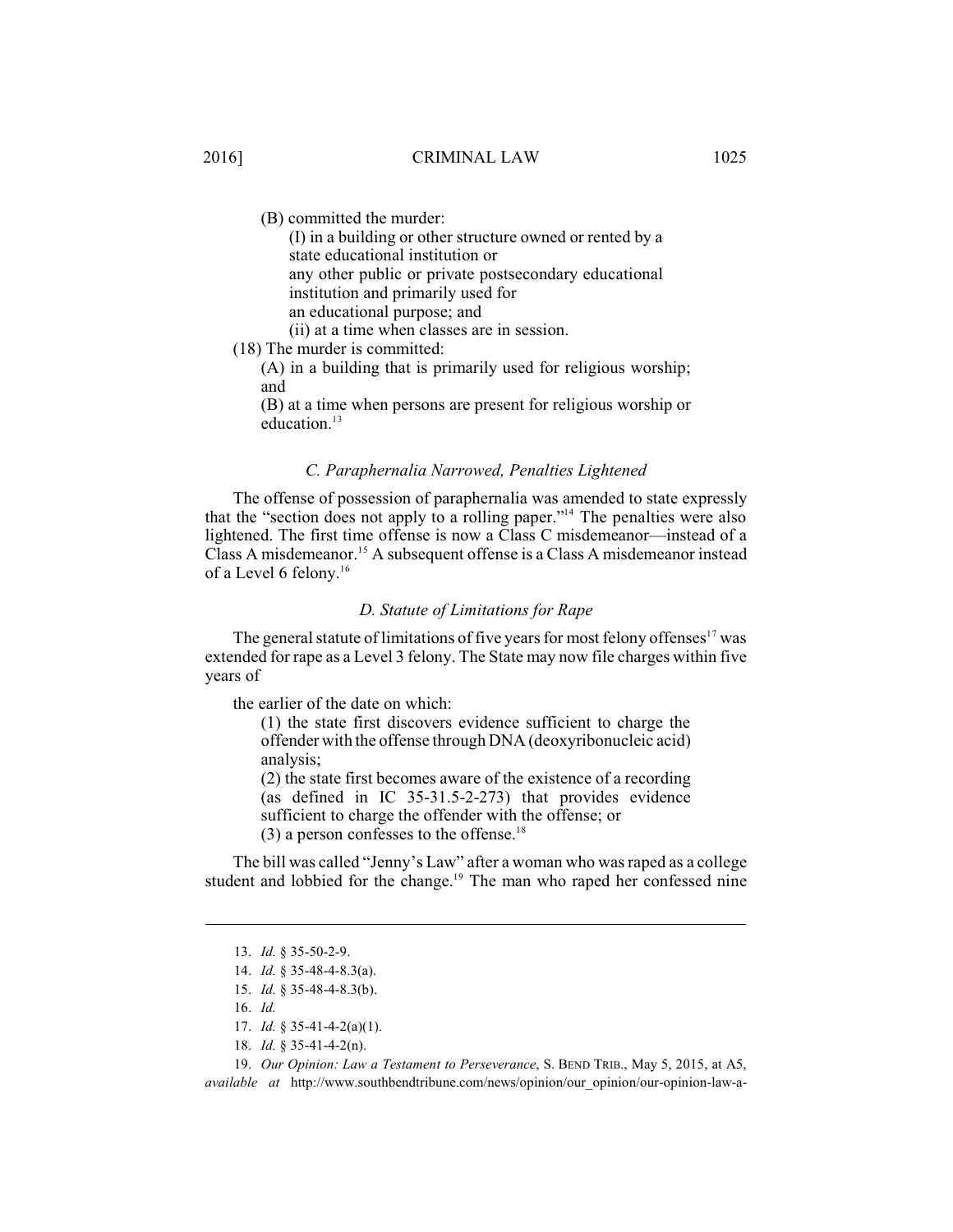(B) committed the murder:

(I) in a building or other structure owned or rented by a state educational institution or any other public or private postsecondary educational institution and primarily used for an educational purpose; and

(ii) at a time when classes are in session.

(18) The murder is committed:

(A) in a building that is primarily used for religious worship; and

(B) at a time when persons are present for religious worship or education.[13]

### *C. Paraphernalia Narrowed, Penalties Lightened*

The offense of possession of paraphernalia was amended to state expressly that the "section does not apply to a rolling paper."[14] The penalties were also lightened. The first time offense is now a Class C misdemeanor—instead of a Class A misdemeanor.[15] A subsequent offense is a Class A misdemeanor instead of a Level 6 felony.[16]

### *D. Statute of Limitations for Rape*

The general statute of limitations of five years for most felony offenses[17] was extended for rape as a Level 3 felony. The State may now file charges within five years of

> the earlier of the date on which:
>
> (1) the state first discovers evidence sufficient to charge the offender with the offense through DNA (deoxyribonucleic acid) analysis;
>
> (2) the state first becomes aware of the existence of a recording (as defined in IC 35-31.5-2-273) that provides evidence sufficient to charge the offender with the offense; or
>
> (3) a person confesses to the offense.[18]

The bill was called "Jenny's Law" after a woman who was raped as a college student and lobbied for the change.[19] The man who raped her confessed nine

---

13. *Id.* § 35-50-2-9.

14. *Id.* § 35-48-4-8.3(a).

15. *Id.* § 35-48-4-8.3(b).

16. *Id.*

17. *Id.* § 35-41-4-2(a)(1).

18. *Id.* § 35-41-4-2(n).

19. *Our Opinion: Law a Testament to Perseverance*, S. BEND TRIB., May 5, 2015, at A5, *available at* http://www.southbendtribune.com/news/opinion/our_opinion/our-opinion-law-a-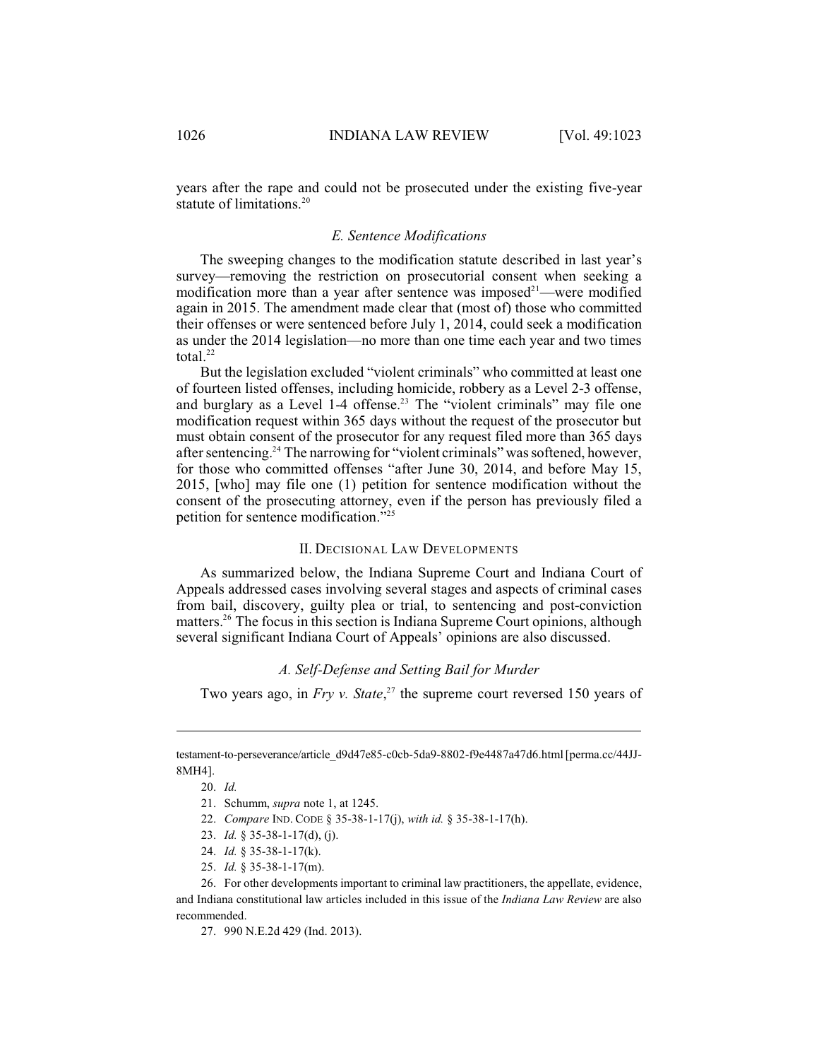years after the rape and could not be prosecuted under the existing five-year statute of limitations.[20]

### *E. Sentence Modifications*

The sweeping changes to the modification statute described in last year's survey—removing the restriction on prosecutorial consent when seeking a modification more than a year after sentence was imposed[21]—were modified again in 2015. The amendment made clear that (most of) those who committed their offenses or were sentenced before July 1, 2014, could seek a modification as under the 2014 legislation—no more than one time each year and two times total.[22]

But the legislation excluded "violent criminals" who committed at least one of fourteen listed offenses, including homicide, robbery as a Level 2-3 offense, and burglary as a Level 1-4 offense.[23] The "violent criminals" may file one modification request within 365 days without the request of the prosecutor but must obtain consent of the prosecutor for any request filed more than 365 days after sentencing.[24] The narrowing for "violent criminals" was softened, however, for those who committed offenses "after June 30, 2014, and before May 15, 2015, [who] may file one (1) petition for sentence modification without the consent of the prosecuting attorney, even if the person has previously filed a petition for sentence modification."[25]

## II. Decisional Law Developments

As summarized below, the Indiana Supreme Court and Indiana Court of Appeals addressed cases involving several stages and aspects of criminal cases from bail, discovery, guilty plea or trial, to sentencing and post-conviction matters.[26] The focus in this section is Indiana Supreme Court opinions, although several significant Indiana Court of Appeals' opinions are also discussed.

### *A. Self-Defense and Setting Bail for Murder*

Two years ago, in *Fry v. State*,[27] the supreme court reversed 150 years of

---

testament-to-perseverance/article_d9d47e85-c0cb-5da9-8802-f9e4487a47d6.html [perma.cc/44JJ-8MH4].

20. *Id.*

21. Schumm, *supra* note 1, at 1245.

22. *Compare* Ind. Code § 35-38-1-17(j), *with id.* § 35-38-1-17(h).

23. *Id.* § 35-38-1-17(d), (j).

24. *Id.* § 35-38-1-17(k).

25. *Id.* § 35-38-1-17(m).

26. For other developments important to criminal law practitioners, the appellate, evidence, and Indiana constitutional law articles included in this issue of the *Indiana Law Review* are also recommended.

27. 990 N.E.2d 429 (Ind. 2013).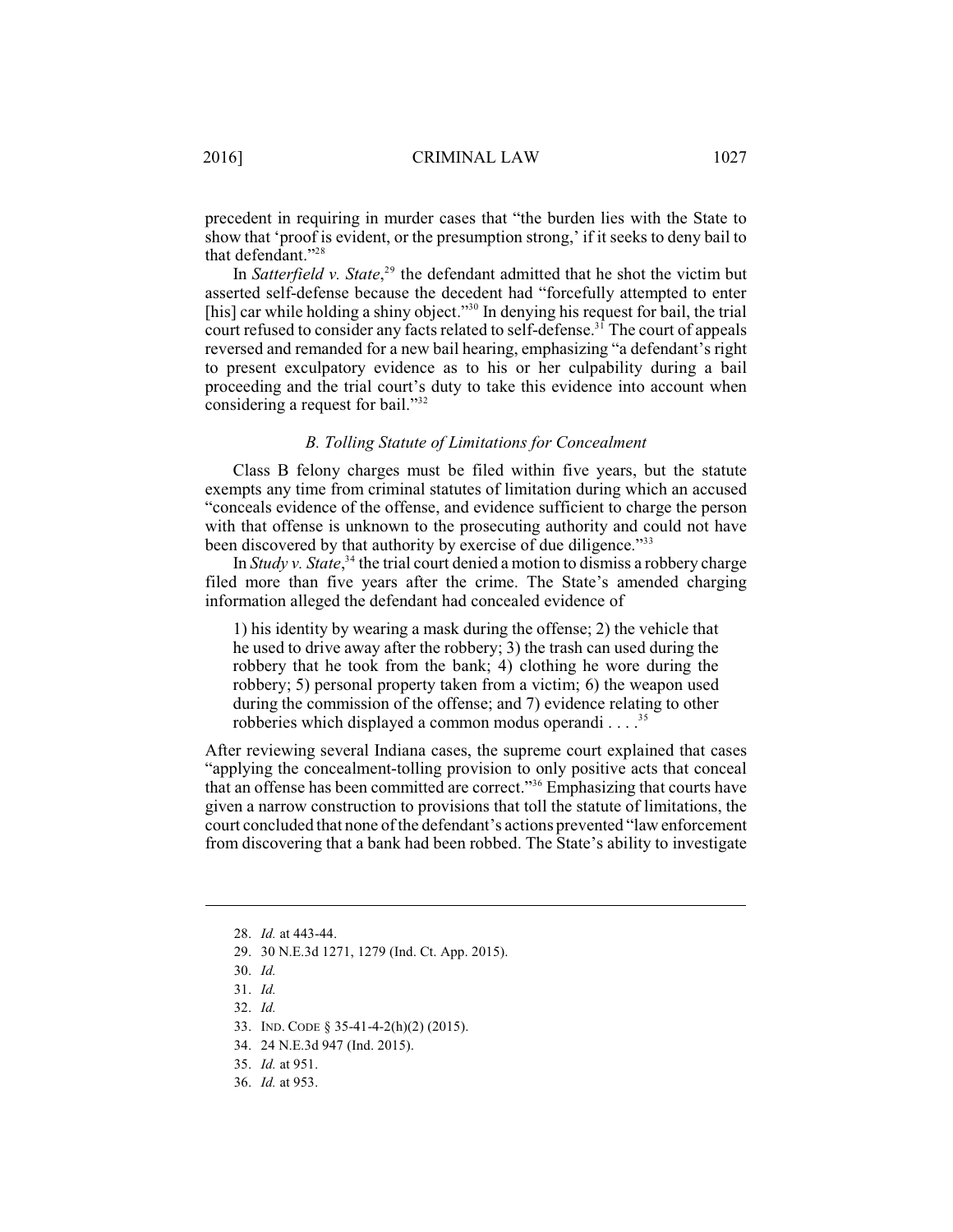precedent in requiring in murder cases that "the burden lies with the State to show that 'proof is evident, or the presumption strong,' if it seeks to deny bail to that defendant."[28]

In *Satterfield v. State*,[29] the defendant admitted that he shot the victim but asserted self-defense because the decedent had "forcefully attempted to enter [his] car while holding a shiny object."[30] In denying his request for bail, the trial court refused to consider any facts related to self-defense.[31] The court of appeals reversed and remanded for a new bail hearing, emphasizing "a defendant's right to present exculpatory evidence as to his or her culpability during a bail proceeding and the trial court's duty to take this evidence into account when considering a request for bail."[32]

### *B. Tolling Statute of Limitations for Concealment*

Class B felony charges must be filed within five years, but the statute exempts any time from criminal statutes of limitation during which an accused "conceals evidence of the offense, and evidence sufficient to charge the person with that offense is unknown to the prosecuting authority and could not have been discovered by that authority by exercise of due diligence."[33]

In *Study v. State*,[34] the trial court denied a motion to dismiss a robbery charge filed more than five years after the crime. The State's amended charging information alleged the defendant had concealed evidence of

> 1) his identity by wearing a mask during the offense; 2) the vehicle that he used to drive away after the robbery; 3) the trash can used during the robbery that he took from the bank; 4) clothing he wore during the robbery; 5) personal property taken from a victim; 6) the weapon used during the commission of the offense; and 7) evidence relating to other robberies which displayed a common modus operandi . . . .[35]

After reviewing several Indiana cases, the supreme court explained that cases "applying the concealment-tolling provision to only positive acts that conceal that an offense has been committed are correct."[36] Emphasizing that courts have given a narrow construction to provisions that toll the statute of limitations, the court concluded that none of the defendant's actions prevented "law enforcement from discovering that a bank had been robbed. The State's ability to investigate

---

28. *Id.* at 443-44.
29. 30 N.E.3d 1271, 1279 (Ind. Ct. App. 2015).
30. *Id.*
31. *Id.*
32. *Id.*
33. IND. CODE § 35-41-4-2(h)(2) (2015).
34. 24 N.E.3d 947 (Ind. 2015).
35. *Id.* at 951.
36. *Id.* at 953.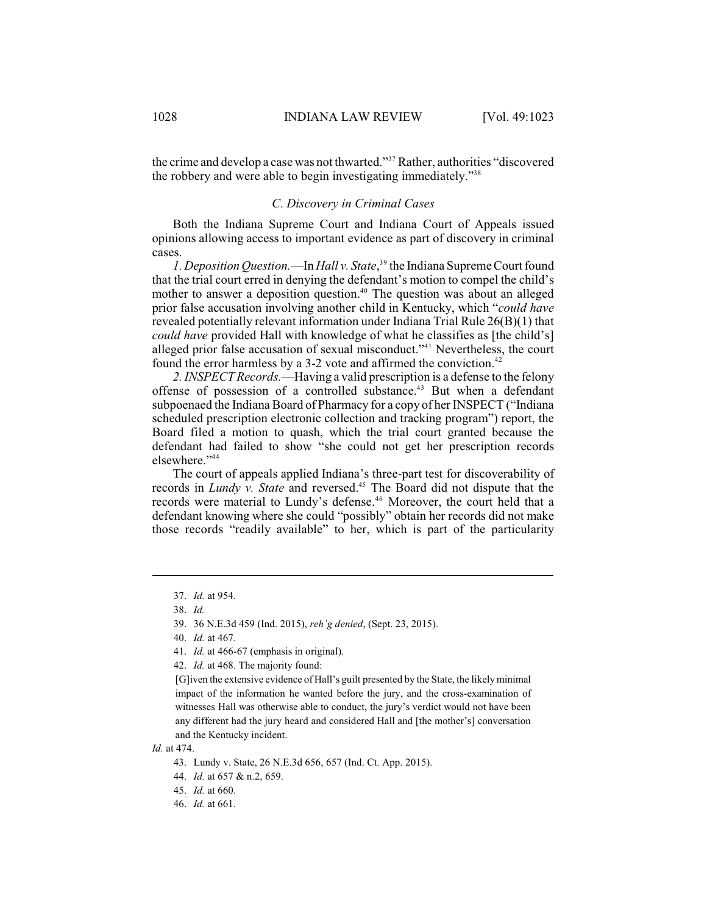the crime and develop a case was not thwarted."[37] Rather, authorities "discovered the robbery and were able to begin investigating immediately."[38]

### *C. Discovery in Criminal Cases*

Both the Indiana Supreme Court and Indiana Court of Appeals issued opinions allowing access to important evidence as part of discovery in criminal cases.

*1. Deposition Question.*—In *Hall v. State*,[39] the Indiana Supreme Court found that the trial court erred in denying the defendant's motion to compel the child's mother to answer a deposition question.[40] The question was about an alleged prior false accusation involving another child in Kentucky, which "*could have* revealed potentially relevant information under Indiana Trial Rule 26(B)(1) that *could have* provided Hall with knowledge of what he classifies as [the child's] alleged prior false accusation of sexual misconduct."[41] Nevertheless, the court found the error harmless by a 3-2 vote and affirmed the conviction.[42]

*2. INSPECT Records.*—Having a valid prescription is a defense to the felony offense of possession of a controlled substance.[43] But when a defendant subpoenaed the Indiana Board of Pharmacy for a copy of her INSPECT ("Indiana scheduled prescription electronic collection and tracking program") report, the Board filed a motion to quash, which the trial court granted because the defendant had failed to show "she could not get her prescription records elsewhere."[44]

The court of appeals applied Indiana's three-part test for discoverability of records in *Lundy v. State* and reversed.[45] The Board did not dispute that the records were material to Lundy's defense.[46] Moreover, the court held that a defendant knowing where she could "possibly" obtain her records did not make those records "readily available" to her, which is part of the particularity

---

37. *Id.* at 954.

38. *Id.*

39. 36 N.E.3d 459 (Ind. 2015), *reh'g denied*, (Sept. 23, 2015).

40. *Id.* at 467.

41. *Id.* at 466-67 (emphasis in original).

42. *Id.* at 468. The majority found:

> [G]iven the extensive evidence of Hall's guilt presented by the State, the likely minimal impact of the information he wanted before the jury, and the cross-examination of witnesses Hall was otherwise able to conduct, the jury's verdict would not have been any different had the jury heard and considered Hall and [the mother's] conversation and the Kentucky incident.

*Id.* at 474.

43. Lundy v. State, 26 N.E.3d 656, 657 (Ind. Ct. App. 2015).

44. *Id.* at 657 & n.2, 659.

45. *Id.* at 660.

46. *Id.* at 661.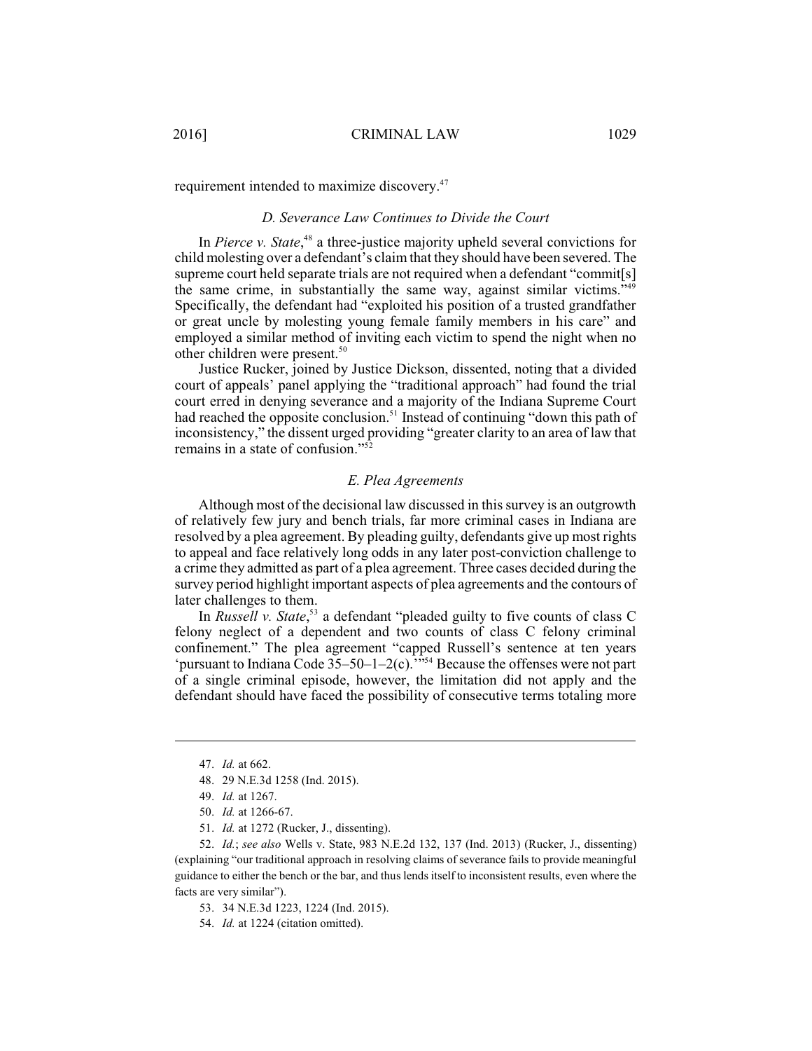requirement intended to maximize discovery.[47]

### *D. Severance Law Continues to Divide the Court*

In *Pierce v. State*,[48] a three-justice majority upheld several convictions for child molesting over a defendant's claim that they should have been severed. The supreme court held separate trials are not required when a defendant "commit[s] the same crime, in substantially the same way, against similar victims."[49] Specifically, the defendant had "exploited his position of a trusted grandfather or great uncle by molesting young female family members in his care" and employed a similar method of inviting each victim to spend the night when no other children were present.[50]

Justice Rucker, joined by Justice Dickson, dissented, noting that a divided court of appeals' panel applying the "traditional approach" had found the trial court erred in denying severance and a majority of the Indiana Supreme Court had reached the opposite conclusion.[51] Instead of continuing "down this path of inconsistency," the dissent urged providing "greater clarity to an area of law that remains in a state of confusion."[52]

### *E. Plea Agreements*

Although most of the decisional law discussed in this survey is an outgrowth of relatively few jury and bench trials, far more criminal cases in Indiana are resolved by a plea agreement. By pleading guilty, defendants give up most rights to appeal and face relatively long odds in any later post-conviction challenge to a crime they admitted as part of a plea agreement. Three cases decided during the survey period highlight important aspects of plea agreements and the contours of later challenges to them.

In *Russell v. State*,[53] a defendant "pleaded guilty to five counts of class C felony neglect of a dependent and two counts of class C felony criminal confinement." The plea agreement "capped Russell's sentence at ten years 'pursuant to Indiana Code 35–50–1–2(c).'"[54] Because the offenses were not part of a single criminal episode, however, the limitation did not apply and the defendant should have faced the possibility of consecutive terms totaling more

---

47. *Id.* at 662.

48. 29 N.E.3d 1258 (Ind. 2015).

49. *Id.* at 1267.

50. *Id.* at 1266-67.

51. *Id.* at 1272 (Rucker, J., dissenting).

52. *Id.*; *see also* Wells v. State, 983 N.E.2d 132, 137 (Ind. 2013) (Rucker, J., dissenting) (explaining "our traditional approach in resolving claims of severance fails to provide meaningful guidance to either the bench or the bar, and thus lends itself to inconsistent results, even where the facts are very similar").

53. 34 N.E.3d 1223, 1224 (Ind. 2015).

54. *Id.* at 1224 (citation omitted).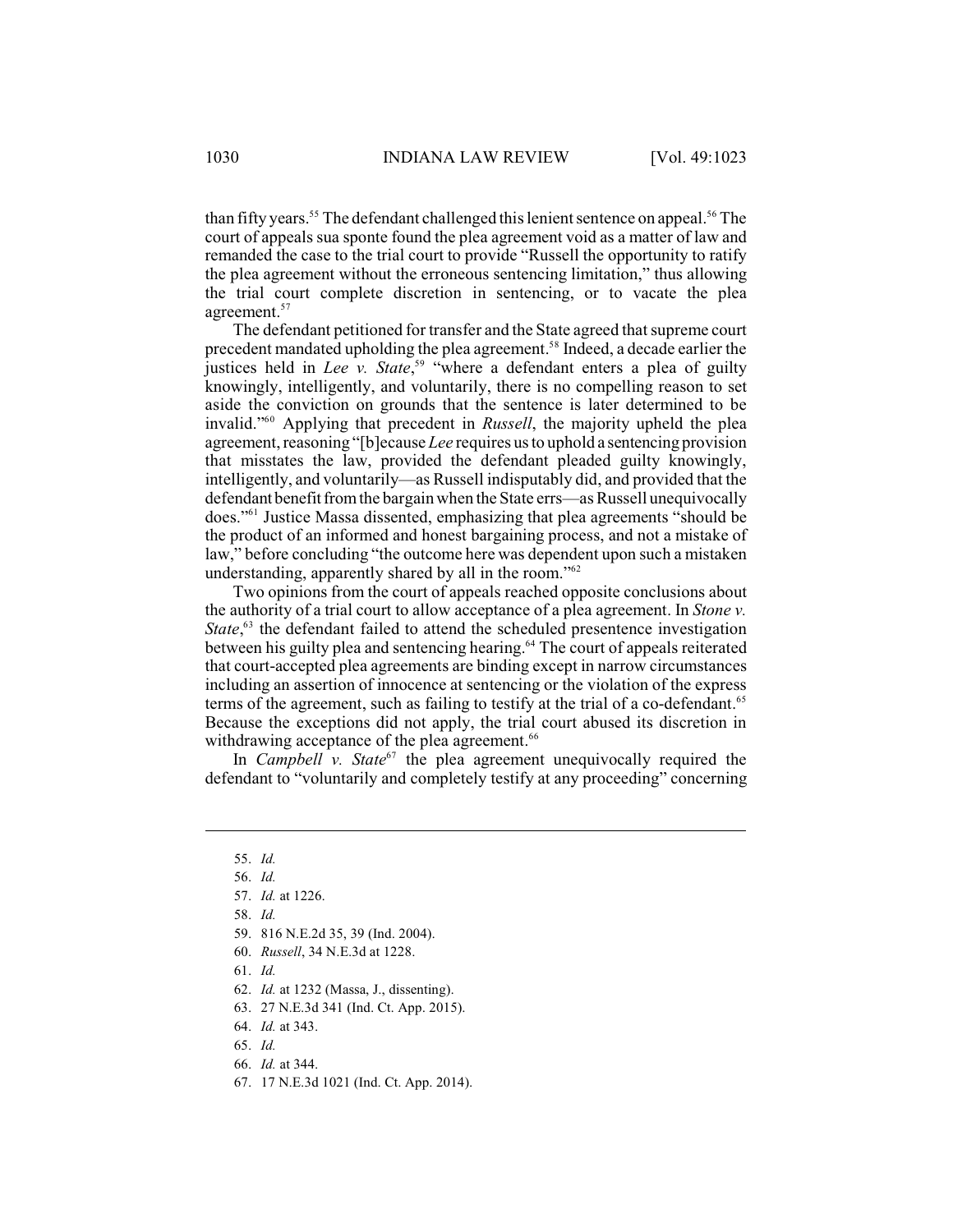than fifty years.[55] The defendant challenged this lenient sentence on appeal.[56] The court of appeals sua sponte found the plea agreement void as a matter of law and remanded the case to the trial court to provide "Russell the opportunity to ratify the plea agreement without the erroneous sentencing limitation," thus allowing the trial court complete discretion in sentencing, or to vacate the plea agreement.[57]

The defendant petitioned for transfer and the State agreed that supreme court precedent mandated upholding the plea agreement.[58] Indeed, a decade earlier the justices held in *Lee v. State*,[59] "where a defendant enters a plea of guilty knowingly, intelligently, and voluntarily, there is no compelling reason to set aside the conviction on grounds that the sentence is later determined to be invalid."[60] Applying that precedent in *Russell*, the majority upheld the plea agreement, reasoning "[b]ecause *Lee* requires us to uphold a sentencing provision that misstates the law, provided the defendant pleaded guilty knowingly, intelligently, and voluntarily—as Russell indisputably did, and provided that the defendant benefit from the bargain when the State errs—as Russell unequivocally does."[61] Justice Massa dissented, emphasizing that plea agreements "should be the product of an informed and honest bargaining process, and not a mistake of law," before concluding "the outcome here was dependent upon such a mistaken understanding, apparently shared by all in the room."[62]

Two opinions from the court of appeals reached opposite conclusions about the authority of a trial court to allow acceptance of a plea agreement. In *Stone v. State*,[63] the defendant failed to attend the scheduled presentence investigation between his guilty plea and sentencing hearing.[64] The court of appeals reiterated that court-accepted plea agreements are binding except in narrow circumstances including an assertion of innocence at sentencing or the violation of the express terms of the agreement, such as failing to testify at the trial of a co-defendant.[65] Because the exceptions did not apply, the trial court abused its discretion in withdrawing acceptance of the plea agreement.[66]

In *Campbell v. State*[67] the plea agreement unequivocally required the defendant to "voluntarily and completely testify at any proceeding" concerning

---

55. *Id.*
56. *Id.*
57. *Id.* at 1226.
58. *Id.*
59. 816 N.E.2d 35, 39 (Ind. 2004).
60. *Russell*, 34 N.E.3d at 1228.
61. *Id.*
62. *Id.* at 1232 (Massa, J., dissenting).
63. 27 N.E.3d 341 (Ind. Ct. App. 2015).
64. *Id.* at 343.
65. *Id.*
66. *Id.* at 344.
67. 17 N.E.3d 1021 (Ind. Ct. App. 2014).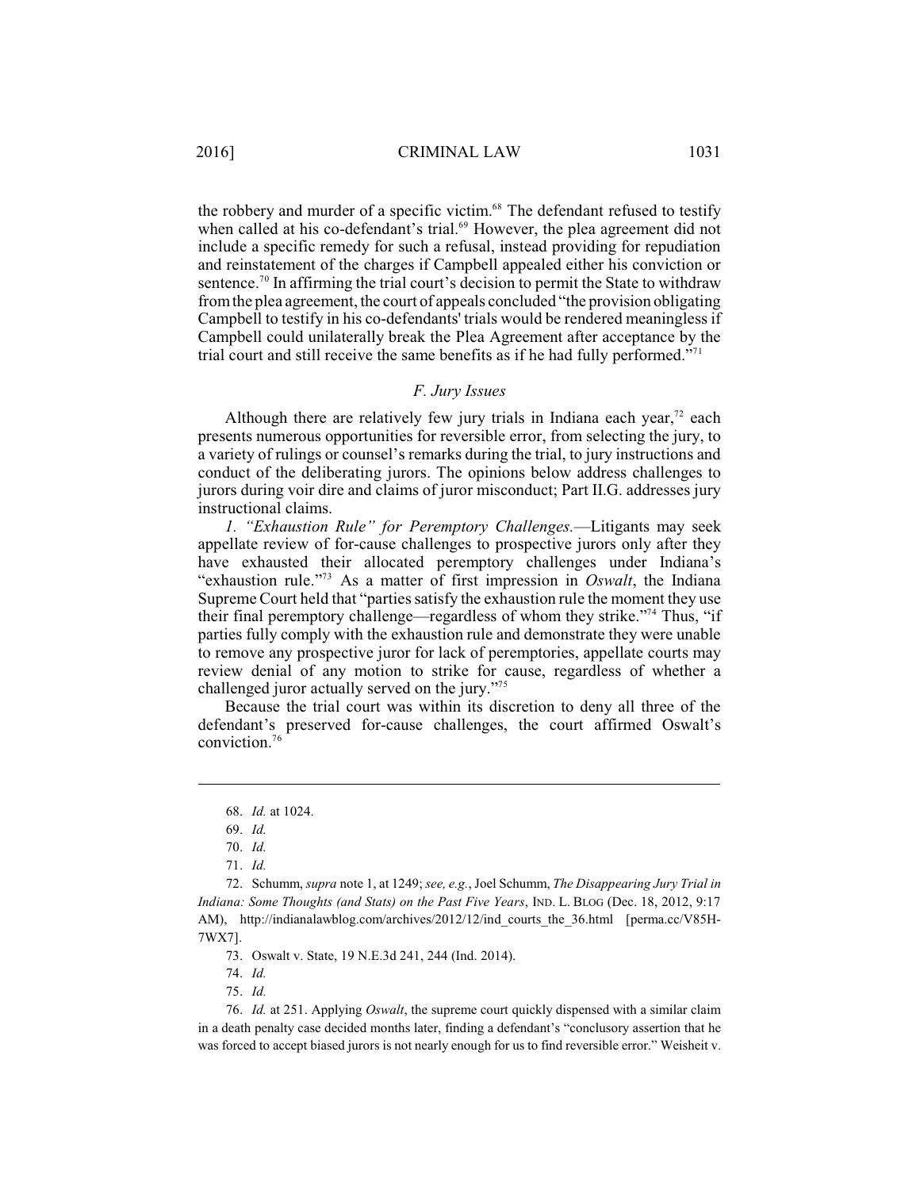the robbery and murder of a specific victim.[68] The defendant refused to testify when called at his co-defendant's trial.[69] However, the plea agreement did not include a specific remedy for such a refusal, instead providing for repudiation and reinstatement of the charges if Campbell appealed either his conviction or sentence.[70] In affirming the trial court's decision to permit the State to withdraw from the plea agreement, the court of appeals concluded "the provision obligating Campbell to testify in his co-defendants' trials would be rendered meaningless if Campbell could unilaterally break the Plea Agreement after acceptance by the trial court and still receive the same benefits as if he had fully performed."[71]

### *F. Jury Issues*

Although there are relatively few jury trials in Indiana each year,[72] each presents numerous opportunities for reversible error, from selecting the jury, to a variety of rulings or counsel's remarks during the trial, to jury instructions and conduct of the deliberating jurors. The opinions below address challenges to jurors during voir dire and claims of juror misconduct; Part II.G. addresses jury instructional claims.

*1. "Exhaustion Rule" for Peremptory Challenges.*—Litigants may seek appellate review of for-cause challenges to prospective jurors only after they have exhausted their allocated peremptory challenges under Indiana's "exhaustion rule."[73] As a matter of first impression in *Oswalt*, the Indiana Supreme Court held that "parties satisfy the exhaustion rule the moment they use their final peremptory challenge—regardless of whom they strike."[74] Thus, "if parties fully comply with the exhaustion rule and demonstrate they were unable to remove any prospective juror for lack of peremptories, appellate courts may review denial of any motion to strike for cause, regardless of whether a challenged juror actually served on the jury."[75]

Because the trial court was within its discretion to deny all three of the defendant's preserved for-cause challenges, the court affirmed Oswalt's conviction.[76]

---

68. *Id.* at 1024.

69. *Id.*

70. *Id.*

71. *Id.*

72. Schumm, *supra* note 1, at 1249; *see, e.g.*, Joel Schumm, *The Disappearing Jury Trial in Indiana: Some Thoughts (and Stats) on the Past Five Years*, IND. L. BLOG (Dec. 18, 2012, 9:17 AM), http://indianalawblog.com/archives/2012/12/ind_courts_the_36.html [perma.cc/V85H-7WX7].

73. Oswalt v. State, 19 N.E.3d 241, 244 (Ind. 2014).

74. *Id.*

75. *Id.*

76. *Id.* at 251. Applying *Oswalt*, the supreme court quickly dispensed with a similar claim in a death penalty case decided months later, finding a defendant's "conclusory assertion that he was forced to accept biased jurors is not nearly enough for us to find reversible error." Weisheit v.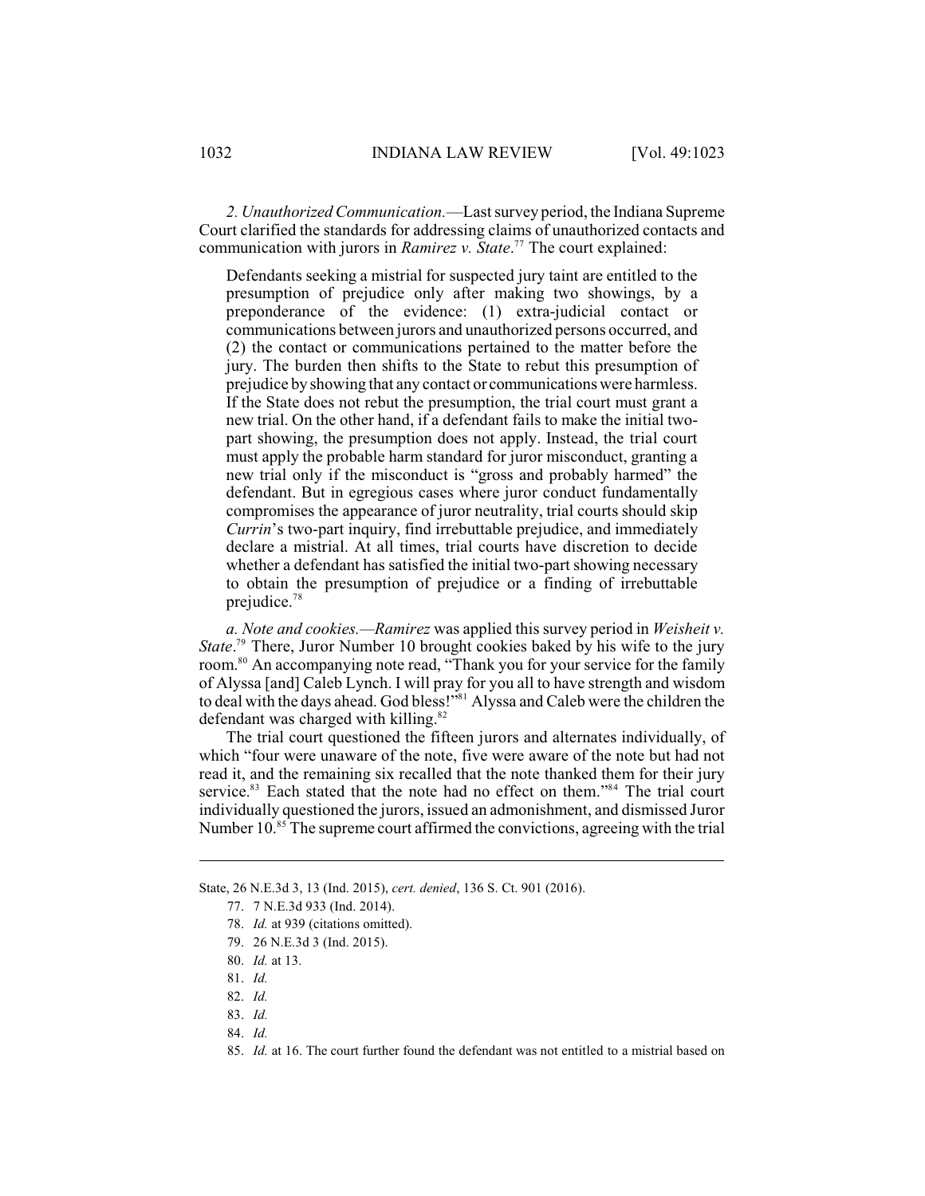*2. Unauthorized Communication.*—Last survey period, the Indiana Supreme Court clarified the standards for addressing claims of unauthorized contacts and communication with jurors in *Ramirez v. State*.[77] The court explained:

> Defendants seeking a mistrial for suspected jury taint are entitled to the presumption of prejudice only after making two showings, by a preponderance of the evidence: (1) extra-judicial contact or communications between jurors and unauthorized persons occurred, and (2) the contact or communications pertained to the matter before the jury. The burden then shifts to the State to rebut this presumption of prejudice by showing that any contact or communications were harmless. If the State does not rebut the presumption, the trial court must grant a new trial. On the other hand, if a defendant fails to make the initial two-part showing, the presumption does not apply. Instead, the trial court must apply the probable harm standard for juror misconduct, granting a new trial only if the misconduct is "gross and probably harmed" the defendant. But in egregious cases where juror conduct fundamentally compromises the appearance of juror neutrality, trial courts should skip *Currin*'s two-part inquiry, find irrebuttable prejudice, and immediately declare a mistrial. At all times, trial courts have discretion to decide whether a defendant has satisfied the initial two-part showing necessary to obtain the presumption of prejudice or a finding of irrebuttable prejudice.[78]

*a. Note and cookies.*—*Ramirez* was applied this survey period in *Weisheit v. State*.[79] There, Juror Number 10 brought cookies baked by his wife to the jury room.[80] An accompanying note read, "Thank you for your service for the family of Alyssa [and] Caleb Lynch. I will pray for you all to have strength and wisdom to deal with the days ahead. God bless!"[81] Alyssa and Caleb were the children the defendant was charged with killing.[82]

The trial court questioned the fifteen jurors and alternates individually, of which "four were unaware of the note, five were aware of the note but had not read it, and the remaining six recalled that the note thanked them for their jury service.[83] Each stated that the note had no effect on them."[84] The trial court individually questioned the jurors, issued an admonishment, and dismissed Juror Number 10.[85] The supreme court affirmed the convictions, agreeing with the trial

---

State, 26 N.E.3d 3, 13 (Ind. 2015), *cert. denied*, 136 S. Ct. 901 (2016).

77. 7 N.E.3d 933 (Ind. 2014).

78. *Id.* at 939 (citations omitted).

79. 26 N.E.3d 3 (Ind. 2015).

80. *Id.* at 13.

81. *Id.*

82. *Id.*

83. *Id.*

84. *Id.*

85. *Id.* at 16. The court further found the defendant was not entitled to a mistrial based on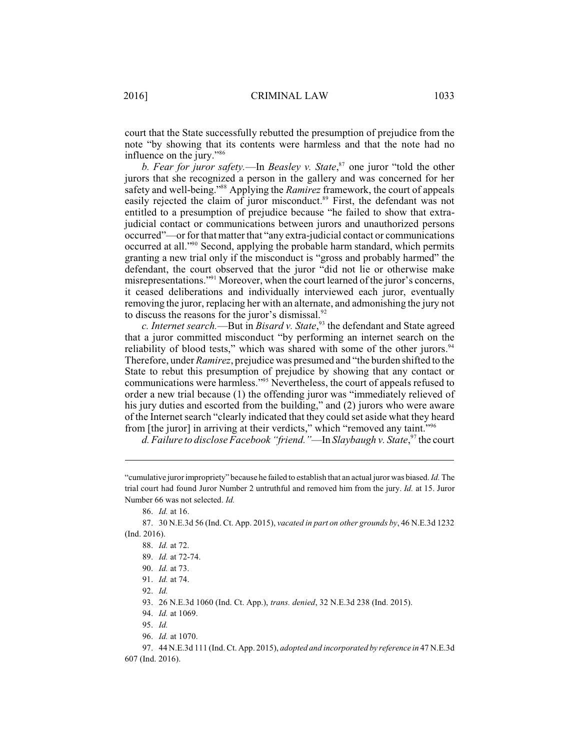court that the State successfully rebutted the presumption of prejudice from the note "by showing that its contents were harmless and that the note had no influence on the jury."[86]

*b. Fear for juror safety.*—In *Beasley v. State*,[87] one juror "told the other jurors that she recognized a person in the gallery and was concerned for her safety and well-being."[88] Applying the *Ramirez* framework, the court of appeals easily rejected the claim of juror misconduct.[89] First, the defendant was not entitled to a presumption of prejudice because "he failed to show that extra-judicial contact or communications between jurors and unauthorized persons occurred"—or for that matter that "any extra-judicial contact or communications occurred at all."[90] Second, applying the probable harm standard, which permits granting a new trial only if the misconduct is "gross and probably harmed" the defendant, the court observed that the juror "did not lie or otherwise make misrepresentations."[91] Moreover, when the court learned of the juror's concerns, it ceased deliberations and individually interviewed each juror, eventually removing the juror, replacing her with an alternate, and admonishing the jury not to discuss the reasons for the juror's dismissal.[92]

*c. Internet search.*—But in *Bisard v. State*,[93] the defendant and State agreed that a juror committed misconduct "by performing an internet search on the reliability of blood tests," which was shared with some of the other jurors.[94] Therefore, under *Ramirez*, prejudice was presumed and "the burden shifted to the State to rebut this presumption of prejudice by showing that any contact or communications were harmless."[95] Nevertheless, the court of appeals refused to order a new trial because (1) the offending juror was "immediately relieved of his jury duties and escorted from the building," and (2) jurors who were aware of the Internet search "clearly indicated that they could set aside what they heard from [the juror] in arriving at their verdicts," which "removed any taint."[96]

*d. Failure to disclose Facebook "friend."*—In *Slaybaugh v. State*,[97] the court

---

"cumulative juror impropriety" because he failed to establish that an actual juror was biased. *Id.* The trial court had found Juror Number 2 untruthful and removed him from the jury. *Id.* at 15. Juror Number 66 was not selected. *Id.*

86. *Id.* at 16.

87. 30 N.E.3d 56 (Ind. Ct. App. 2015), *vacated in part on other grounds by*, 46 N.E.3d 1232 (Ind. 2016).

88. *Id.* at 72.

89. *Id.* at 72-74.

90. *Id.* at 73.

91. *Id.* at 74.

92. *Id.*

93. 26 N.E.3d 1060 (Ind. Ct. App.), *trans. denied*, 32 N.E.3d 238 (Ind. 2015).

94. *Id.* at 1069.

95. *Id.*

96. *Id.* at 1070.

97. 44 N.E.3d 111 (Ind. Ct. App. 2015), *adopted and incorporated by reference in* 47 N.E.3d 607 (Ind. 2016).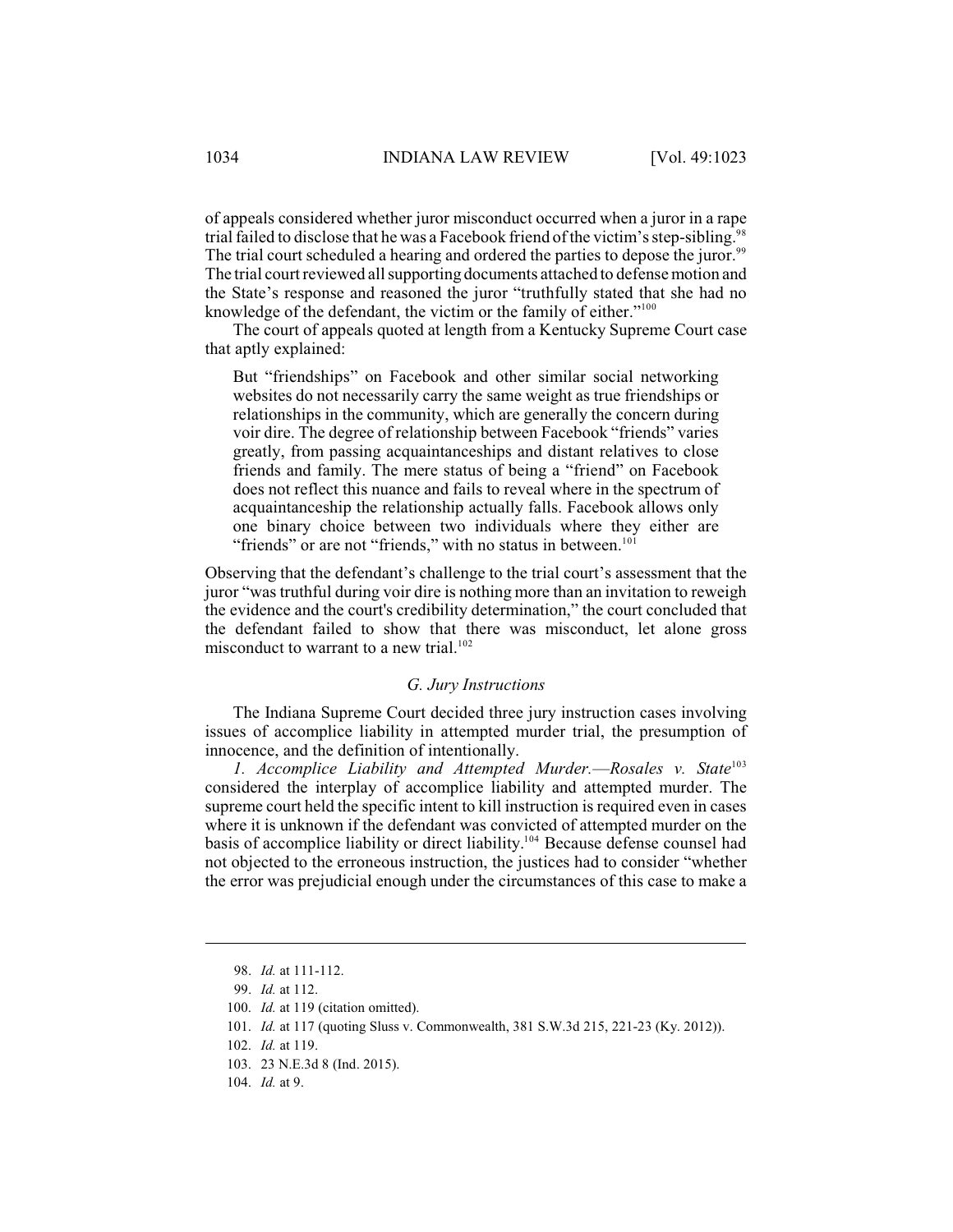of appeals considered whether juror misconduct occurred when a juror in a rape trial failed to disclose that he was a Facebook friend of the victim's step-sibling.[98] The trial court scheduled a hearing and ordered the parties to depose the juror.[99] The trial court reviewed all supporting documents attached to defense motion and the State's response and reasoned the juror "truthfully stated that she had no knowledge of the defendant, the victim or the family of either."[100]

The court of appeals quoted at length from a Kentucky Supreme Court case that aptly explained:

> But "friendships" on Facebook and other similar social networking websites do not necessarily carry the same weight as true friendships or relationships in the community, which are generally the concern during voir dire. The degree of relationship between Facebook "friends" varies greatly, from passing acquaintanceships and distant relatives to close friends and family. The mere status of being a "friend" on Facebook does not reflect this nuance and fails to reveal where in the spectrum of acquaintanceship the relationship actually falls. Facebook allows only one binary choice between two individuals where they either are "friends" or are not "friends," with no status in between.[101]

Observing that the defendant's challenge to the trial court's assessment that the juror "was truthful during voir dire is nothing more than an invitation to reweigh the evidence and the court's credibility determination," the court concluded that the defendant failed to show that there was misconduct, let alone gross misconduct to warrant to a new trial.[102]

### *G. Jury Instructions*

The Indiana Supreme Court decided three jury instruction cases involving issues of accomplice liability in attempted murder trial, the presumption of innocence, and the definition of intentionally.

*1. Accomplice Liability and Attempted Murder.*—*Rosales v. State*[103] considered the interplay of accomplice liability and attempted murder. The supreme court held the specific intent to kill instruction is required even in cases where it is unknown if the defendant was convicted of attempted murder on the basis of accomplice liability or direct liability.[104] Because defense counsel had not objected to the erroneous instruction, the justices had to consider "whether the error was prejudicial enough under the circumstances of this case to make a

---

98. *Id.* at 111-112.

99. *Id.* at 112.

100. *Id.* at 119 (citation omitted).

101. *Id.* at 117 (quoting Sluss v. Commonwealth, 381 S.W.3d 215, 221-23 (Ky. 2012)).

102. *Id.* at 119.

103. 23 N.E.3d 8 (Ind. 2015).

104. *Id.* at 9.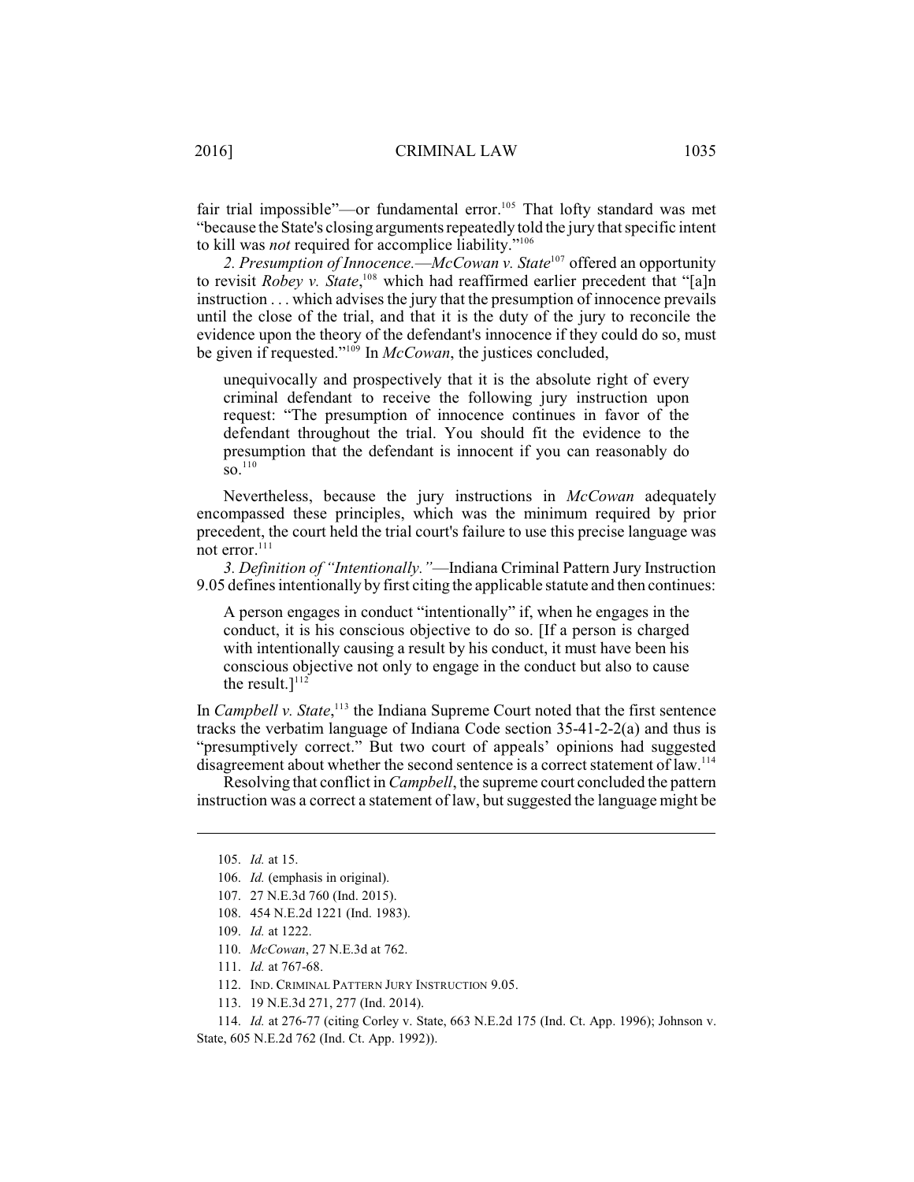fair trial impossible"—or fundamental error.[105] That lofty standard was met "because the State's closing arguments repeatedly told the jury that specific intent to kill was *not* required for accomplice liability."[106]

*2. Presumption of Innocence.*—*McCowan v. State*[107] offered an opportunity to revisit *Robey v. State*,[108] which had reaffirmed earlier precedent that "[a]n instruction . . . which advises the jury that the presumption of innocence prevails until the close of the trial, and that it is the duty of the jury to reconcile the evidence upon the theory of the defendant's innocence if they could do so, must be given if requested."[109] In *McCowan*, the justices concluded,

> unequivocally and prospectively that it is the absolute right of every criminal defendant to receive the following jury instruction upon request: "The presumption of innocence continues in favor of the defendant throughout the trial. You should fit the evidence to the presumption that the defendant is innocent if you can reasonably do so.[110]

Nevertheless, because the jury instructions in *McCowan* adequately encompassed these principles, which was the minimum required by prior precedent, the court held the trial court's failure to use this precise language was not error.[111]

*3. Definition of "Intentionally."*—Indiana Criminal Pattern Jury Instruction 9.05 defines intentionally by first citing the applicable statute and then continues:

> A person engages in conduct "intentionally" if, when he engages in the conduct, it is his conscious objective to do so. [If a person is charged with intentionally causing a result by his conduct, it must have been his conscious objective not only to engage in the conduct but also to cause the result.][112]

In *Campbell v. State*,[113] the Indiana Supreme Court noted that the first sentence tracks the verbatim language of Indiana Code section 35-41-2-2(a) and thus is "presumptively correct." But two court of appeals' opinions had suggested disagreement about whether the second sentence is a correct statement of law.[114]

Resolving that conflict in *Campbell*, the supreme court concluded the pattern instruction was a correct a statement of law, but suggested the language might be

---

105. *Id.* at 15.

106. *Id.* (emphasis in original).

107. 27 N.E.3d 760 (Ind. 2015).

108. 454 N.E.2d 1221 (Ind. 1983).

109. *Id.* at 1222.

110. *McCowan*, 27 N.E.3d at 762.

111. *Id.* at 767-68.

112. IND. CRIMINAL PATTERN JURY INSTRUCTION 9.05.

113. 19 N.E.3d 271, 277 (Ind. 2014).

114. *Id.* at 276-77 (citing Corley v. State, 663 N.E.2d 175 (Ind. Ct. App. 1996); Johnson v. State, 605 N.E.2d 762 (Ind. Ct. App. 1992)).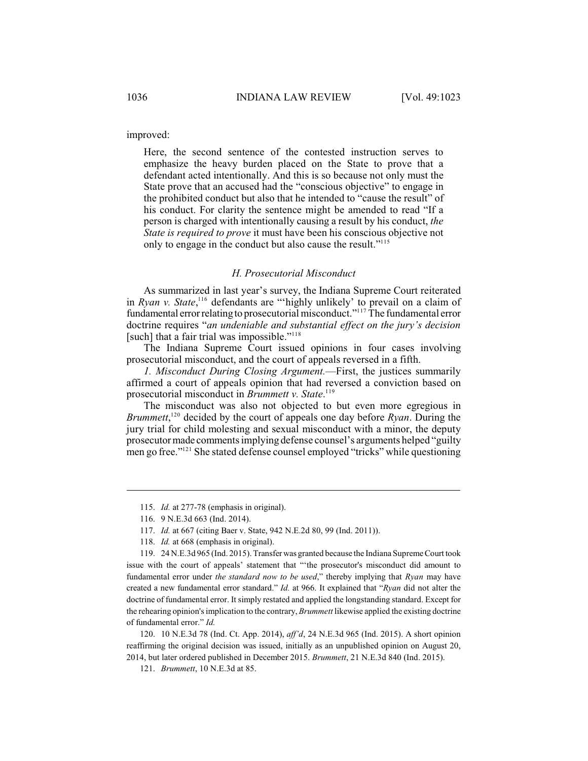improved:

> Here, the second sentence of the contested instruction serves to emphasize the heavy burden placed on the State to prove that a defendant acted intentionally. And this is so because not only must the State prove that an accused had the "conscious objective" to engage in the prohibited conduct but also that he intended to "cause the result" of his conduct. For clarity the sentence might be amended to read "If a person is charged with intentionally causing a result by his conduct, *the State is required to prove* it must have been his conscious objective not only to engage in the conduct but also cause the result."[115]

### *H. Prosecutorial Misconduct*

As summarized in last year's survey, the Indiana Supreme Court reiterated in *Ryan v. State*,[116] defendants are "'highly unlikely' to prevail on a claim of fundamental error relating to prosecutorial misconduct."[117] The fundamental error doctrine requires "*an undeniable and substantial effect on the jury's decision* [such] that a fair trial was impossible."[118]

The Indiana Supreme Court issued opinions in four cases involving prosecutorial misconduct, and the court of appeals reversed in a fifth.

*1. Misconduct During Closing Argument.*—First, the justices summarily affirmed a court of appeals opinion that had reversed a conviction based on prosecutorial misconduct in *Brummett v. State*.[119]

The misconduct was also not objected to but even more egregious in *Brummett*,[120] decided by the court of appeals one day before *Ryan*. During the jury trial for child molesting and sexual misconduct with a minor, the deputy prosecutor made comments implying defense counsel's arguments helped "guilty men go free."[121] She stated defense counsel employed "tricks" while questioning

---

115. *Id.* at 277-78 (emphasis in original).

116. 9 N.E.3d 663 (Ind. 2014).

117. *Id.* at 667 (citing Baer v. State, 942 N.E.2d 80, 99 (Ind. 2011)).

118. *Id.* at 668 (emphasis in original).

119. 24 N.E.3d 965 (Ind. 2015). Transfer was granted because the Indiana Supreme Court took issue with the court of appeals' statement that "'the prosecutor's misconduct did amount to fundamental error under *the standard now to be used*," thereby implying that *Ryan* may have created a new fundamental error standard." *Id.* at 966. It explained that "*Ryan* did not alter the doctrine of fundamental error. It simply restated and applied the longstanding standard. Except for the rehearing opinion's implication to the contrary, *Brummett* likewise applied the existing doctrine of fundamental error." *Id.*

120. 10 N.E.3d 78 (Ind. Ct. App. 2014), *aff'd*, 24 N.E.3d 965 (Ind. 2015). A short opinion reaffirming the original decision was issued, initially as an unpublished opinion on August 20, 2014, but later ordered published in December 2015. *Brummett*, 21 N.E.3d 840 (Ind. 2015).

121. *Brummett*, 10 N.E.3d at 85.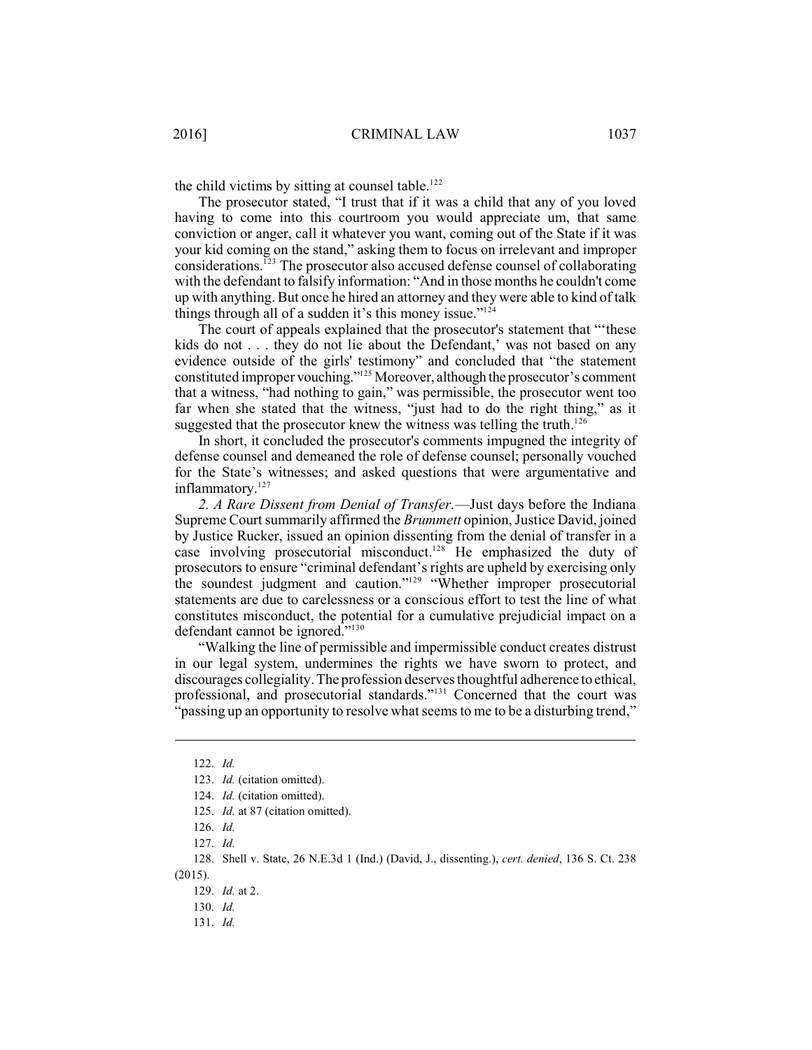the child victims by sitting at counsel table.[122]

The prosecutor stated, "I trust that if it was a child that any of you loved having to come into this courtroom you would appreciate um, that same conviction or anger, call it whatever you want, coming out of the State if it was your kid coming on the stand," asking them to focus on irrelevant and improper considerations.[123] The prosecutor also accused defense counsel of collaborating with the defendant to falsify information: "And in those months he couldn't come up with anything. But once he hired an attorney and they were able to kind of talk things through all of a sudden it's this money issue."[124]

The court of appeals explained that the prosecutor's statement that "'these kids do not . . . they do not lie about the Defendant,' was not based on any evidence outside of the girls' testimony" and concluded that "the statement constituted improper vouching."[125] Moreover, although the prosecutor's comment that a witness, "had nothing to gain," was permissible, the prosecutor went too far when she stated that the witness, "just had to do the right thing," as it suggested that the prosecutor knew the witness was telling the truth.[126]

In short, it concluded the prosecutor's comments impugned the integrity of defense counsel and demeaned the role of defense counsel; personally vouched for the State's witnesses; and asked questions that were argumentative and inflammatory.[127]

*2. A Rare Dissent from Denial of Transfer.*—Just days before the Indiana Supreme Court summarily affirmed the *Brummett* opinion, Justice David, joined by Justice Rucker, issued an opinion dissenting from the denial of transfer in a case involving prosecutorial misconduct.[128] He emphasized the duty of prosecutors to ensure "criminal defendant's rights are upheld by exercising only the soundest judgment and caution."[129] "Whether improper prosecutorial statements are due to carelessness or a conscious effort to test the line of what constitutes misconduct, the potential for a cumulative prejudicial impact on a defendant cannot be ignored."[130]

"Walking the line of permissible and impermissible conduct creates distrust in our legal system, undermines the rights we have sworn to protect, and discourages collegiality. The profession deserves thoughtful adherence to ethical, professional, and prosecutorial standards."[131] Concerned that the court was "passing up an opportunity to resolve what seems to me to be a disturbing trend,"

---

122. *Id.*

123. *Id.* (citation omitted).

124. *Id.* (citation omitted).

125. *Id.* at 87 (citation omitted).

126. *Id.*

127. *Id.*

128. Shell v. State, 26 N.E.3d 1 (Ind.) (David, J., dissenting.), *cert. denied*, 136 S. Ct. 238 (2015).

129. *Id.* at 2.

130. *Id.*

131. *Id.*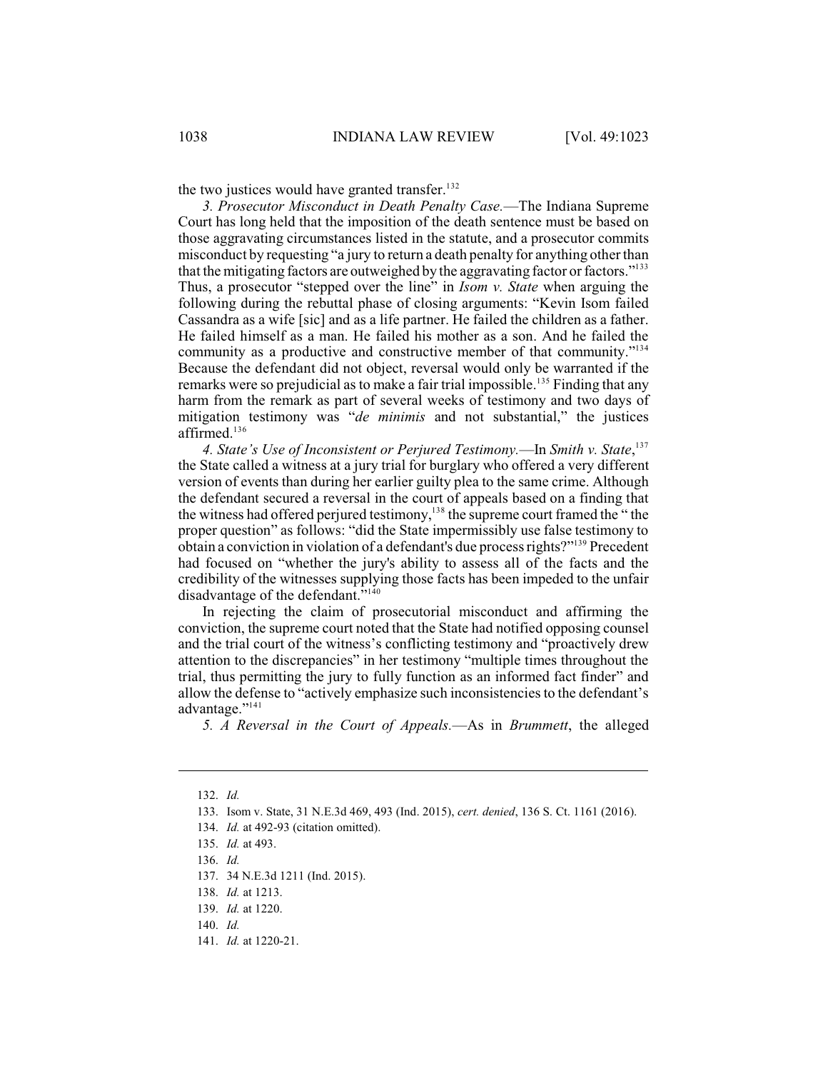the two justices would have granted transfer.[132]

*3. Prosecutor Misconduct in Death Penalty Case.*—The Indiana Supreme Court has long held that the imposition of the death sentence must be based on those aggravating circumstances listed in the statute, and a prosecutor commits misconduct by requesting "a jury to return a death penalty for anything other than that the mitigating factors are outweighed by the aggravating factor or factors."[133] Thus, a prosecutor "stepped over the line" in *Isom v. State* when arguing the following during the rebuttal phase of closing arguments: "Kevin Isom failed Cassandra as a wife [sic] and as a life partner. He failed the children as a father. He failed himself as a man. He failed his mother as a son. And he failed the community as a productive and constructive member of that community."[134] Because the defendant did not object, reversal would only be warranted if the remarks were so prejudicial as to make a fair trial impossible.[135] Finding that any harm from the remark as part of several weeks of testimony and two days of mitigation testimony was "*de minimis* and not substantial," the justices affirmed.[136]

*4. State's Use of Inconsistent or Perjured Testimony.*—In *Smith v. State*,[137] the State called a witness at a jury trial for burglary who offered a very different version of events than during her earlier guilty plea to the same crime. Although the defendant secured a reversal in the court of appeals based on a finding that the witness had offered perjured testimony,[138] the supreme court framed the " the proper question" as follows: "did the State impermissibly use false testimony to obtain a conviction in violation of a defendant's due process rights?"[139] Precedent had focused on "whether the jury's ability to assess all of the facts and the credibility of the witnesses supplying those facts has been impeded to the unfair disadvantage of the defendant."[140]

In rejecting the claim of prosecutorial misconduct and affirming the conviction, the supreme court noted that the State had notified opposing counsel and the trial court of the witness's conflicting testimony and "proactively drew attention to the discrepancies" in her testimony "multiple times throughout the trial, thus permitting the jury to fully function as an informed fact finder" and allow the defense to "actively emphasize such inconsistencies to the defendant's advantage."[141]

*5. A Reversal in the Court of Appeals.*—As in *Brummett*, the alleged

---

132. *Id.*

133. Isom v. State, 31 N.E.3d 469, 493 (Ind. 2015), *cert. denied*, 136 S. Ct. 1161 (2016).

134. *Id.* at 492-93 (citation omitted).

135. *Id.* at 493.

136. *Id.*

137. 34 N.E.3d 1211 (Ind. 2015).

138. *Id.* at 1213.

139. *Id.* at 1220.

140. *Id.*

141. *Id.* at 1220-21.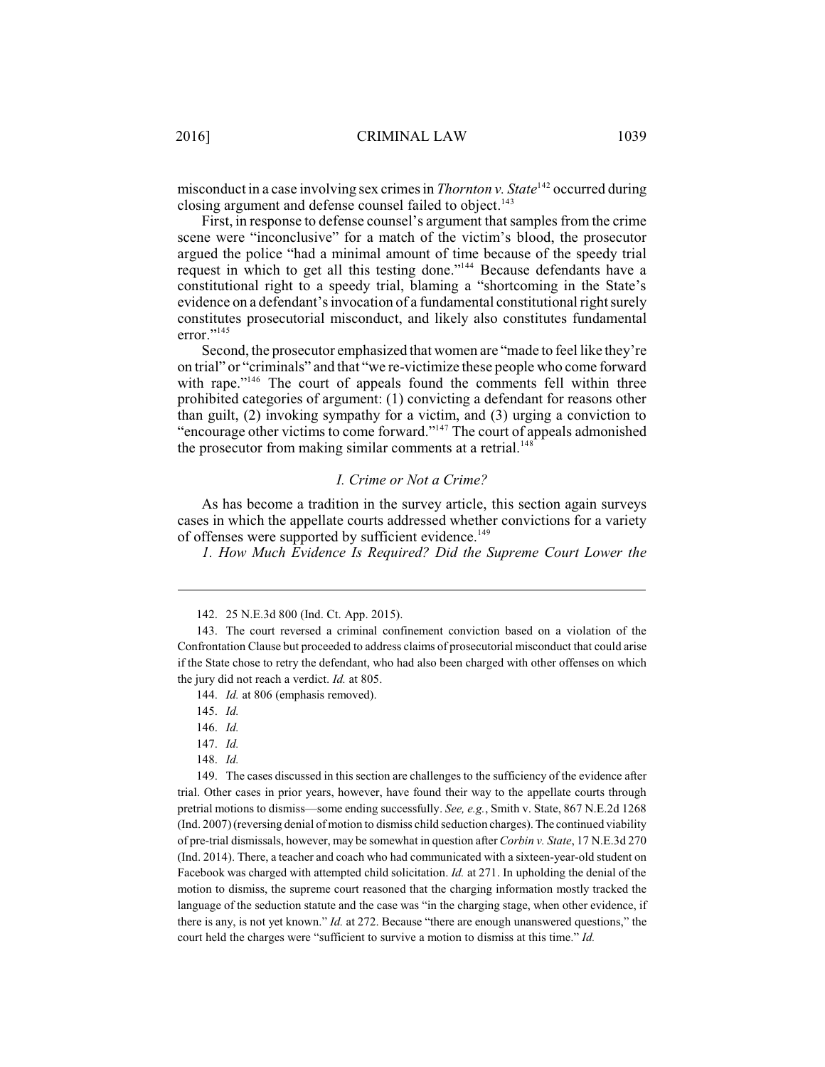misconduct in a case involving sex crimes in *Thornton v. State*[142] occurred during closing argument and defense counsel failed to object.[143]

First, in response to defense counsel's argument that samples from the crime scene were "inconclusive" for a match of the victim's blood, the prosecutor argued the police "had a minimal amount of time because of the speedy trial request in which to get all this testing done."[144] Because defendants have a constitutional right to a speedy trial, blaming a "shortcoming in the State's evidence on a defendant's invocation of a fundamental constitutional right surely constitutes prosecutorial misconduct, and likely also constitutes fundamental error."[145]

Second, the prosecutor emphasized that women are "made to feel like they're on trial" or "criminals" and that "we re-victimize these people who come forward with rape."[146] The court of appeals found the comments fell within three prohibited categories of argument: (1) convicting a defendant for reasons other than guilt, (2) invoking sympathy for a victim, and (3) urging a conviction to "encourage other victims to come forward."[147] The court of appeals admonished the prosecutor from making similar comments at a retrial.[148]

### *I. Crime or Not a Crime?*

As has become a tradition in the survey article, this section again surveys cases in which the appellate courts addressed whether convictions for a variety of offenses were supported by sufficient evidence.[149]

*1. How Much Evidence Is Required? Did the Supreme Court Lower the*

---

142. 25 N.E.3d 800 (Ind. Ct. App. 2015).

143. The court reversed a criminal confinement conviction based on a violation of the Confrontation Clause but proceeded to address claims of prosecutorial misconduct that could arise if the State chose to retry the defendant, who had also been charged with other offenses on which the jury did not reach a verdict. *Id.* at 805.

144. *Id.* at 806 (emphasis removed).

145. *Id.*

146. *Id.*

147. *Id.*

148. *Id.*

149. The cases discussed in this section are challenges to the sufficiency of the evidence after trial. Other cases in prior years, however, have found their way to the appellate courts through pretrial motions to dismiss—some ending successfully. *See, e.g.*, Smith v. State, 867 N.E.2d 1268 (Ind. 2007) (reversing denial of motion to dismiss child seduction charges). The continued viability of pre-trial dismissals, however, may be somewhat in question after *Corbin v. State*, 17 N.E.3d 270 (Ind. 2014). There, a teacher and coach who had communicated with a sixteen-year-old student on Facebook was charged with attempted child solicitation. *Id.* at 271. In upholding the denial of the motion to dismiss, the supreme court reasoned that the charging information mostly tracked the language of the seduction statute and the case was "in the charging stage, when other evidence, if there is any, is not yet known." *Id.* at 272. Because "there are enough unanswered questions," the court held the charges were "sufficient to survive a motion to dismiss at this time." *Id.*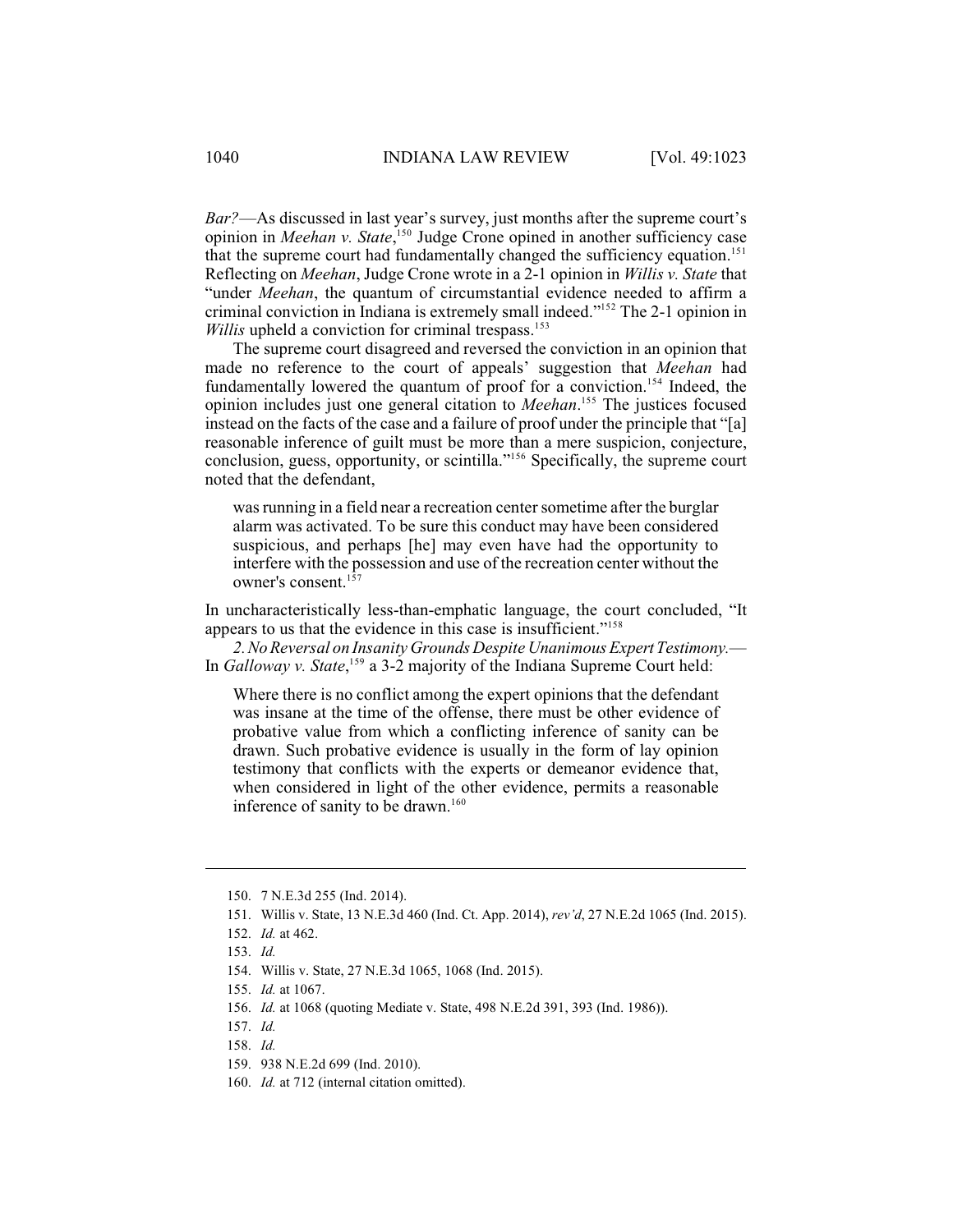*Bar?*—As discussed in last year's survey, just months after the supreme court's opinion in *Meehan v. State*,[150] Judge Crone opined in another sufficiency case that the supreme court had fundamentally changed the sufficiency equation.[151] Reflecting on *Meehan*, Judge Crone wrote in a 2-1 opinion in *Willis v. State* that "under *Meehan*, the quantum of circumstantial evidence needed to affirm a criminal conviction in Indiana is extremely small indeed."[152] The 2-1 opinion in *Willis* upheld a conviction for criminal trespass.[153]

The supreme court disagreed and reversed the conviction in an opinion that made no reference to the court of appeals' suggestion that *Meehan* had fundamentally lowered the quantum of proof for a conviction.[154] Indeed, the opinion includes just one general citation to *Meehan*.[155] The justices focused instead on the facts of the case and a failure of proof under the principle that "[a] reasonable inference of guilt must be more than a mere suspicion, conjecture, conclusion, guess, opportunity, or scintilla."[156] Specifically, the supreme court noted that the defendant,

> was running in a field near a recreation center sometime after the burglar alarm was activated. To be sure this conduct may have been considered suspicious, and perhaps [he] may even have had the opportunity to interfere with the possession and use of the recreation center without the owner's consent.[157]

In uncharacteristically less-than-emphatic language, the court concluded, "It appears to us that the evidence in this case is insufficient."[158]

*2. No Reversal on Insanity Grounds Despite Unanimous Expert Testimony.*— In *Galloway v. State*,[159] a 3-2 majority of the Indiana Supreme Court held:

> Where there is no conflict among the expert opinions that the defendant was insane at the time of the offense, there must be other evidence of probative value from which a conflicting inference of sanity can be drawn. Such probative evidence is usually in the form of lay opinion testimony that conflicts with the experts or demeanor evidence that, when considered in light of the other evidence, permits a reasonable inference of sanity to be drawn.[160]

---

150. 7 N.E.3d 255 (Ind. 2014).

151. Willis v. State, 13 N.E.3d 460 (Ind. Ct. App. 2014), *rev'd*, 27 N.E.2d 1065 (Ind. 2015).

152. *Id.* at 462.

153. *Id.*

154. Willis v. State, 27 N.E.3d 1065, 1068 (Ind. 2015).

155. *Id.* at 1067.

156. *Id.* at 1068 (quoting Mediate v. State, 498 N.E.2d 391, 393 (Ind. 1986)).

157. *Id.*

158. *Id.*

159. 938 N.E.2d 699 (Ind. 2010).

160. *Id.* at 712 (internal citation omitted).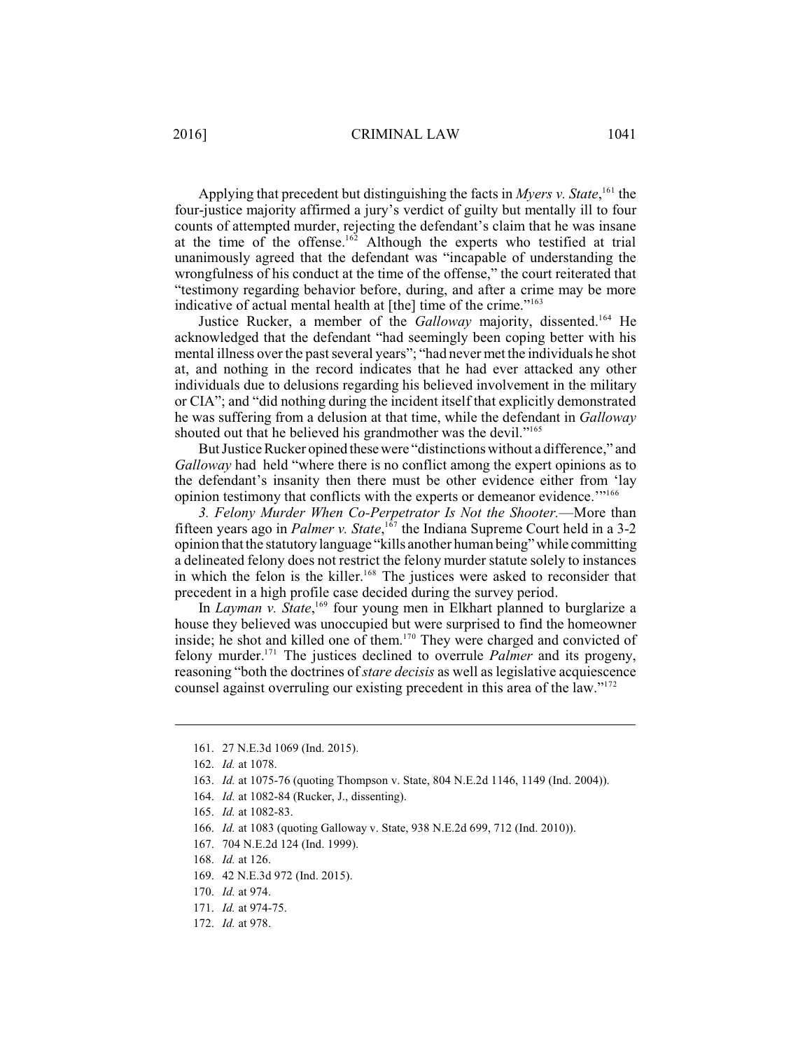Applying that precedent but distinguishing the facts in *Myers v. State*,[161] the four-justice majority affirmed a jury's verdict of guilty but mentally ill to four counts of attempted murder, rejecting the defendant's claim that he was insane at the time of the offense.[162] Although the experts who testified at trial unanimously agreed that the defendant was "incapable of understanding the wrongfulness of his conduct at the time of the offense," the court reiterated that "testimony regarding behavior before, during, and after a crime may be more indicative of actual mental health at [the] time of the crime."[163]

Justice Rucker, a member of the *Galloway* majority, dissented.[164] He acknowledged that the defendant "had seemingly been coping better with his mental illness over the past several years"; "had never met the individuals he shot at, and nothing in the record indicates that he had ever attacked any other individuals due to delusions regarding his believed involvement in the military or CIA"; and "did nothing during the incident itself that explicitly demonstrated he was suffering from a delusion at that time, while the defendant in *Galloway* shouted out that he believed his grandmother was the devil."[165]

But Justice Rucker opined these were "distinctions without a difference," and *Galloway* had held "where there is no conflict among the expert opinions as to the defendant's insanity then there must be other evidence either from 'lay opinion testimony that conflicts with the experts or demeanor evidence.'"[166]

*3. Felony Murder When Co-Perpetrator Is Not the Shooter.*—More than fifteen years ago in *Palmer v. State*,[167] the Indiana Supreme Court held in a 3-2 opinion that the statutory language "kills another human being" while committing a delineated felony does not restrict the felony murder statute solely to instances in which the felon is the killer.[168] The justices were asked to reconsider that precedent in a high profile case decided during the survey period.

In *Layman v. State*,[169] four young men in Elkhart planned to burglarize a house they believed was unoccupied but were surprised to find the homeowner inside; he shot and killed one of them.[170] They were charged and convicted of felony murder.[171] The justices declined to overrule *Palmer* and its progeny, reasoning "both the doctrines of *stare decisis* as well as legislative acquiescence counsel against overruling our existing precedent in this area of the law."[172]

---

161. 27 N.E.3d 1069 (Ind. 2015).

162. *Id.* at 1078.

163. *Id.* at 1075-76 (quoting Thompson v. State, 804 N.E.2d 1146, 1149 (Ind. 2004)).

164. *Id.* at 1082-84 (Rucker, J., dissenting).

165. *Id.* at 1082-83.

166. *Id.* at 1083 (quoting Galloway v. State, 938 N.E.2d 699, 712 (Ind. 2010)).

167. 704 N.E.2d 124 (Ind. 1999).

168. *Id.* at 126.

169. 42 N.E.3d 972 (Ind. 2015).

170. *Id.* at 974.

171. *Id.* at 974-75.

172. *Id.* at 978.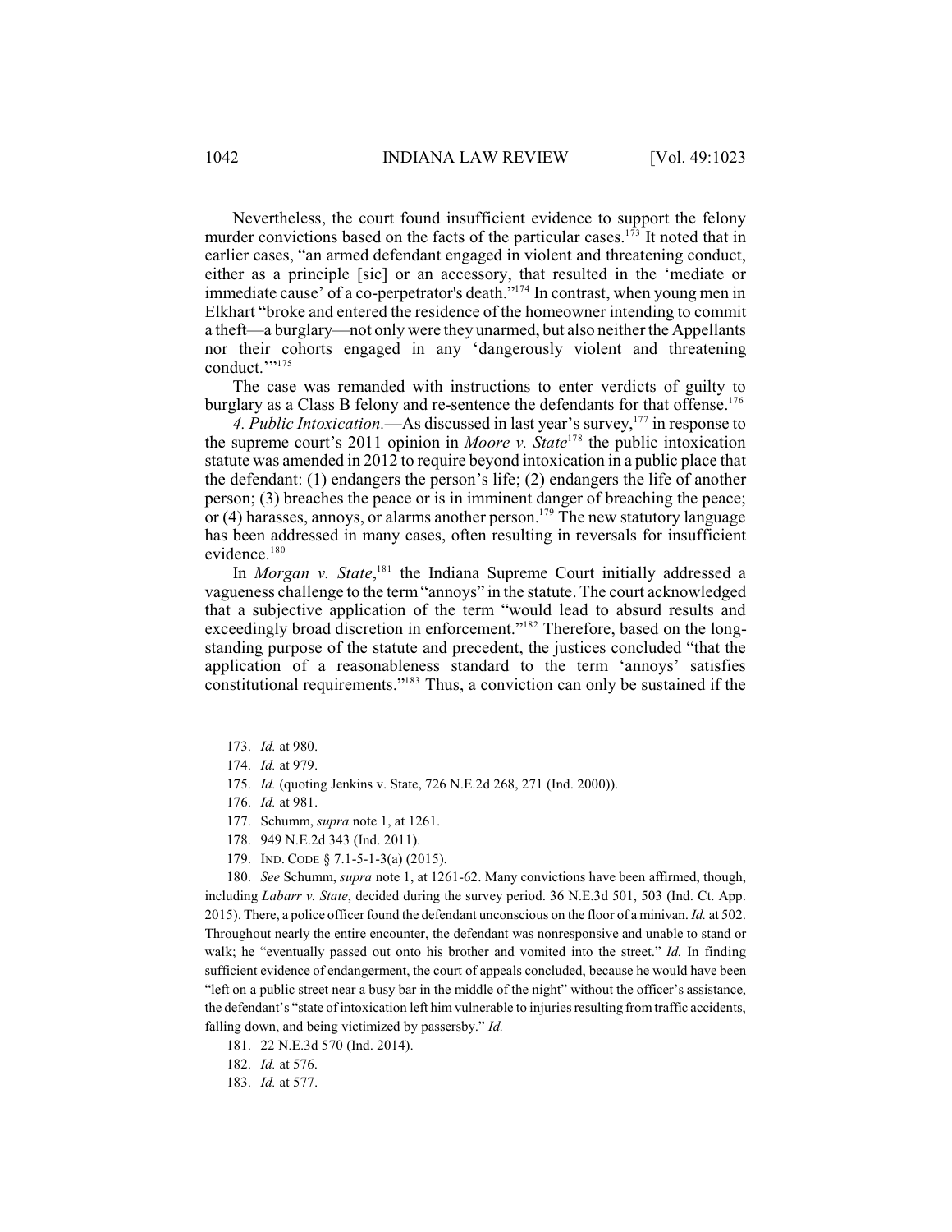Nevertheless, the court found insufficient evidence to support the felony murder convictions based on the facts of the particular cases.[173] It noted that in earlier cases, "an armed defendant engaged in violent and threatening conduct, either as a principle [sic] or an accessory, that resulted in the 'mediate or immediate cause' of a co-perpetrator's death."[174] In contrast, when young men in Elkhart "broke and entered the residence of the homeowner intending to commit a theft—a burglary—not only were they unarmed, but also neither the Appellants nor their cohorts engaged in any 'dangerously violent and threatening conduct.'"[175]

The case was remanded with instructions to enter verdicts of guilty to burglary as a Class B felony and re-sentence the defendants for that offense.[176]

*4. Public Intoxication.*—As discussed in last year's survey,[177] in response to the supreme court's 2011 opinion in *Moore v. State*[178] the public intoxication statute was amended in 2012 to require beyond intoxication in a public place that the defendant: (1) endangers the person's life; (2) endangers the life of another person; (3) breaches the peace or is in imminent danger of breaching the peace; or (4) harasses, annoys, or alarms another person.[179] The new statutory language has been addressed in many cases, often resulting in reversals for insufficient evidence.[180]

In *Morgan v. State*,[181] the Indiana Supreme Court initially addressed a vagueness challenge to the term "annoys" in the statute. The court acknowledged that a subjective application of the term "would lead to absurd results and exceedingly broad discretion in enforcement."[182] Therefore, based on the long-standing purpose of the statute and precedent, the justices concluded "that the application of a reasonableness standard to the term 'annoys' satisfies constitutional requirements."[183] Thus, a conviction can only be sustained if the

---

173. *Id.* at 980.

174. *Id.* at 979.

175. *Id.* (quoting Jenkins v. State, 726 N.E.2d 268, 271 (Ind. 2000)).

176. *Id.* at 981.

177. Schumm, *supra* note 1, at 1261.

178. 949 N.E.2d 343 (Ind. 2011).

179. IND. CODE § 7.1-5-1-3(a) (2015).

180. *See* Schumm, *supra* note 1, at 1261-62. Many convictions have been affirmed, though, including *Labarr v. State*, decided during the survey period. 36 N.E.3d 501, 503 (Ind. Ct. App. 2015). There, a police officer found the defendant unconscious on the floor of a minivan. *Id.* at 502. Throughout nearly the entire encounter, the defendant was nonresponsive and unable to stand or walk; he "eventually passed out onto his brother and vomited into the street." *Id.* In finding sufficient evidence of endangerment, the court of appeals concluded, because he would have been "left on a public street near a busy bar in the middle of the night" without the officer's assistance, the defendant's "state of intoxication left him vulnerable to injuries resulting from traffic accidents, falling down, and being victimized by passersby." *Id.*

181. 22 N.E.3d 570 (Ind. 2014).

182. *Id.* at 576.

183. *Id.* at 577.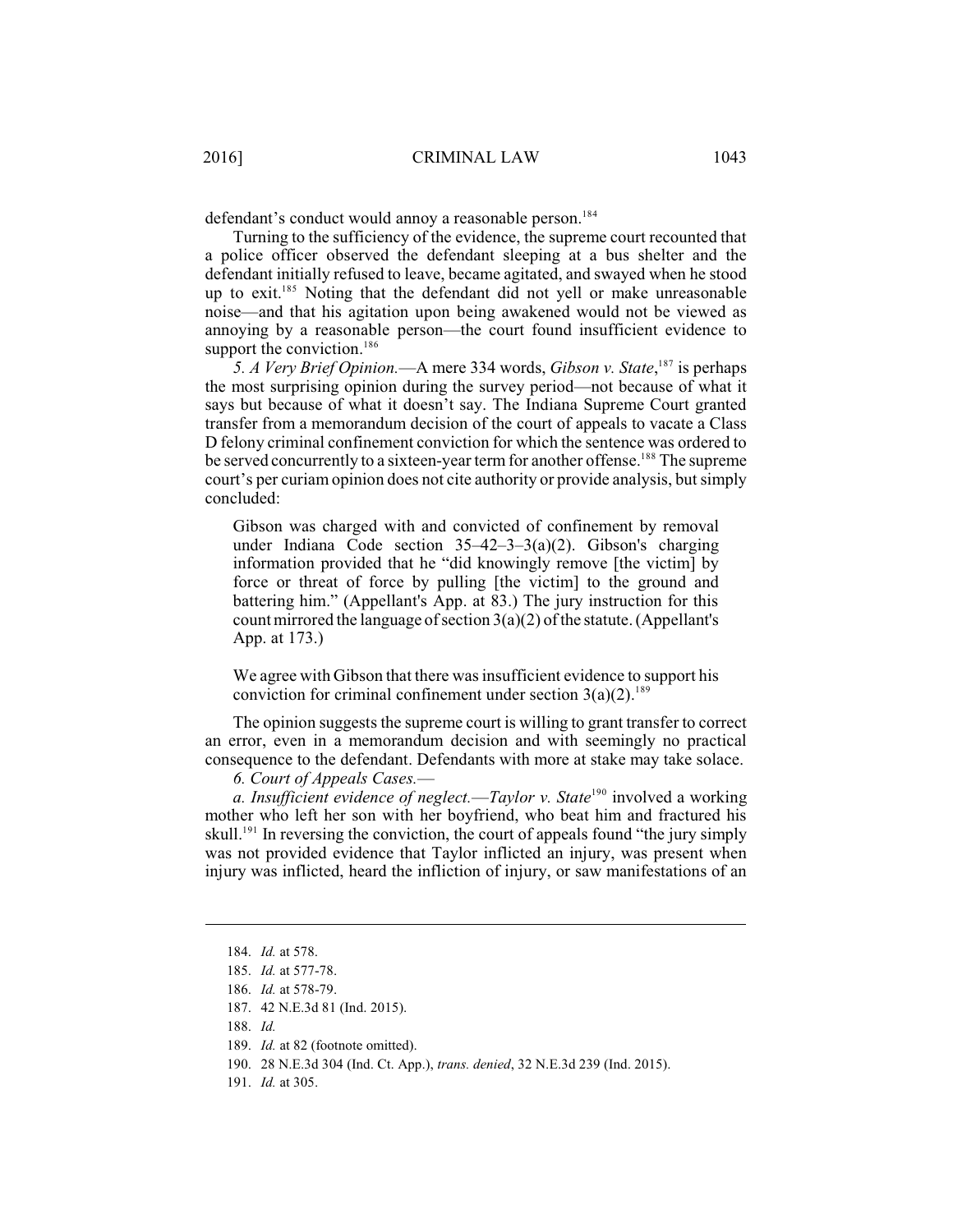defendant's conduct would annoy a reasonable person.[184]

Turning to the sufficiency of the evidence, the supreme court recounted that a police officer observed the defendant sleeping at a bus shelter and the defendant initially refused to leave, became agitated, and swayed when he stood up to exit.[185] Noting that the defendant did not yell or make unreasonable noise—and that his agitation upon being awakened would not be viewed as annoying by a reasonable person—the court found insufficient evidence to support the conviction.[186]

*5. A Very Brief Opinion.*—A mere 334 words, *Gibson v. State*,[187] is perhaps the most surprising opinion during the survey period—not because of what it says but because of what it doesn't say. The Indiana Supreme Court granted transfer from a memorandum decision of the court of appeals to vacate a Class D felony criminal confinement conviction for which the sentence was ordered to be served concurrently to a sixteen-year term for another offense.[188] The supreme court's per curiam opinion does not cite authority or provide analysis, but simply concluded:

> Gibson was charged with and convicted of confinement by removal under Indiana Code section 35–42–3–3(a)(2). Gibson's charging information provided that he "did knowingly remove [the victim] by force or threat of force by pulling [the victim] to the ground and battering him." (Appellant's App. at 83.) The jury instruction for this count mirrored the language of section 3(a)(2) of the statute. (Appellant's App. at 173.)
>
> We agree with Gibson that there was insufficient evidence to support his conviction for criminal confinement under section 3(a)(2).[189]

The opinion suggests the supreme court is willing to grant transfer to correct an error, even in a memorandum decision and with seemingly no practical consequence to the defendant. Defendants with more at stake may take solace.

*6. Court of Appeals Cases.*—

*a. Insufficient evidence of neglect.*—*Taylor v. State*[190] involved a working mother who left her son with her boyfriend, who beat him and fractured his skull.[191] In reversing the conviction, the court of appeals found "the jury simply was not provided evidence that Taylor inflicted an injury, was present when injury was inflicted, heard the infliction of injury, or saw manifestations of an

---

184. *Id.* at 578.
185. *Id.* at 577-78.
186. *Id.* at 578-79.
187. 42 N.E.3d 81 (Ind. 2015).
188. *Id.*
189. *Id.* at 82 (footnote omitted).
190. 28 N.E.3d 304 (Ind. Ct. App.), *trans. denied*, 32 N.E.3d 239 (Ind. 2015).
191. *Id.* at 305.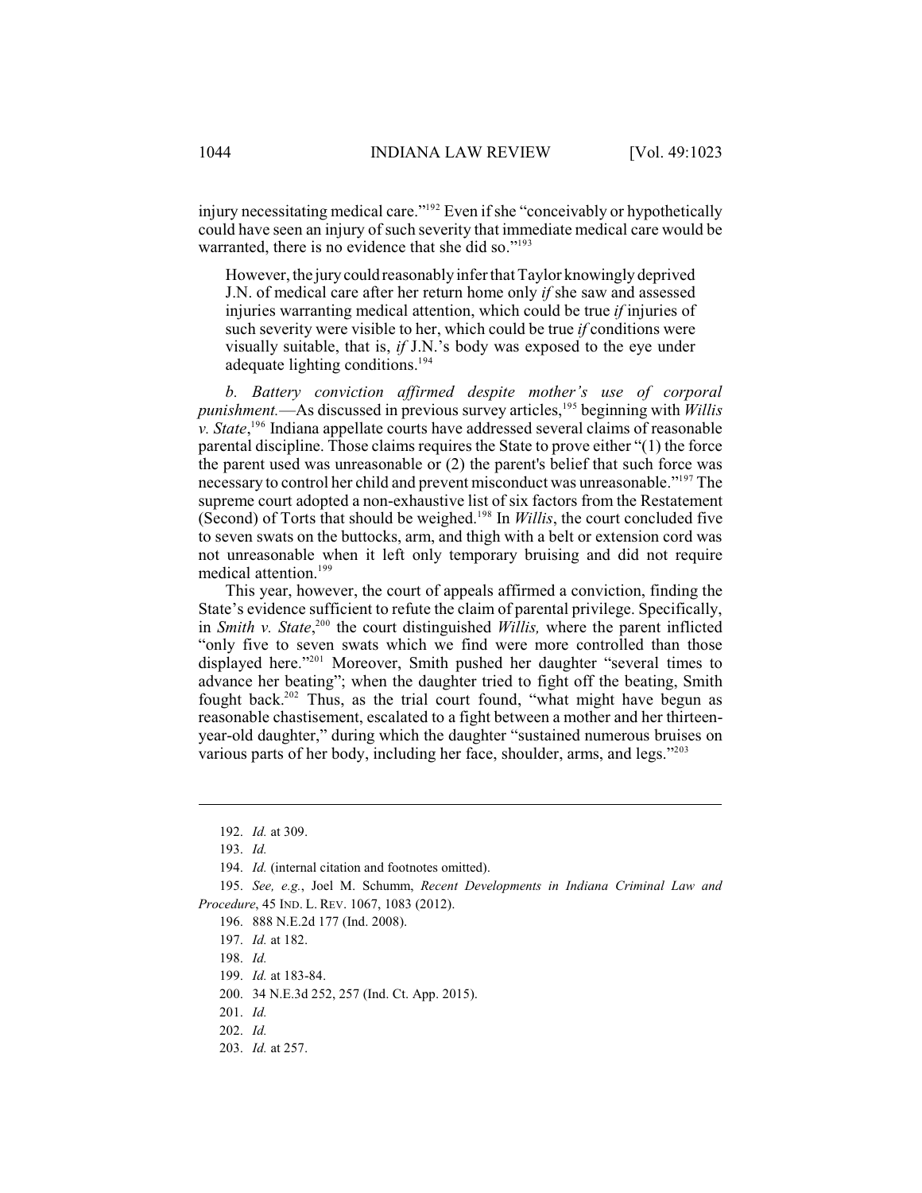injury necessitating medical care."[192] Even if she "conceivably or hypothetically could have seen an injury of such severity that immediate medical care would be warranted, there is no evidence that she did so."[193]

> However, the jury could reasonably infer that Taylor knowingly deprived J.N. of medical care after her return home only *if* she saw and assessed injuries warranting medical attention, which could be true *if* injuries of such severity were visible to her, which could be true *if* conditions were visually suitable, that is, *if* J.N.'s body was exposed to the eye under adequate lighting conditions.[194]

*b. Battery conviction affirmed despite mother's use of corporal punishment.*—As discussed in previous survey articles,[195] beginning with *Willis v. State*,[196] Indiana appellate courts have addressed several claims of reasonable parental discipline. Those claims requires the State to prove either "(1) the force the parent used was unreasonable or (2) the parent's belief that such force was necessary to control her child and prevent misconduct was unreasonable."[197] The supreme court adopted a non-exhaustive list of six factors from the Restatement (Second) of Torts that should be weighed.[198] In *Willis*, the court concluded five to seven swats on the buttocks, arm, and thigh with a belt or extension cord was not unreasonable when it left only temporary bruising and did not require medical attention.[199]

This year, however, the court of appeals affirmed a conviction, finding the State's evidence sufficient to refute the claim of parental privilege. Specifically, in *Smith v. State*,[200] the court distinguished *Willis,* where the parent inflicted "only five to seven swats which we find were more controlled than those displayed here."[201] Moreover, Smith pushed her daughter "several times to advance her beating"; when the daughter tried to fight off the beating, Smith fought back.[202] Thus, as the trial court found, "what might have begun as reasonable chastisement, escalated to a fight between a mother and her thirteen-year-old daughter," during which the daughter "sustained numerous bruises on various parts of her body, including her face, shoulder, arms, and legs."[203]

---

192. *Id.* at 309.

193. *Id.*

194. *Id.* (internal citation and footnotes omitted).

195. *See, e.g.*, Joel M. Schumm, *Recent Developments in Indiana Criminal Law and Procedure*, 45 IND. L. REV. 1067, 1083 (2012).

196. 888 N.E.2d 177 (Ind. 2008).

197. *Id.* at 182.

198. *Id.*

199. *Id.* at 183-84.

200. 34 N.E.3d 252, 257 (Ind. Ct. App. 2015).

201. *Id.*

202. *Id.*

203. *Id.* at 257.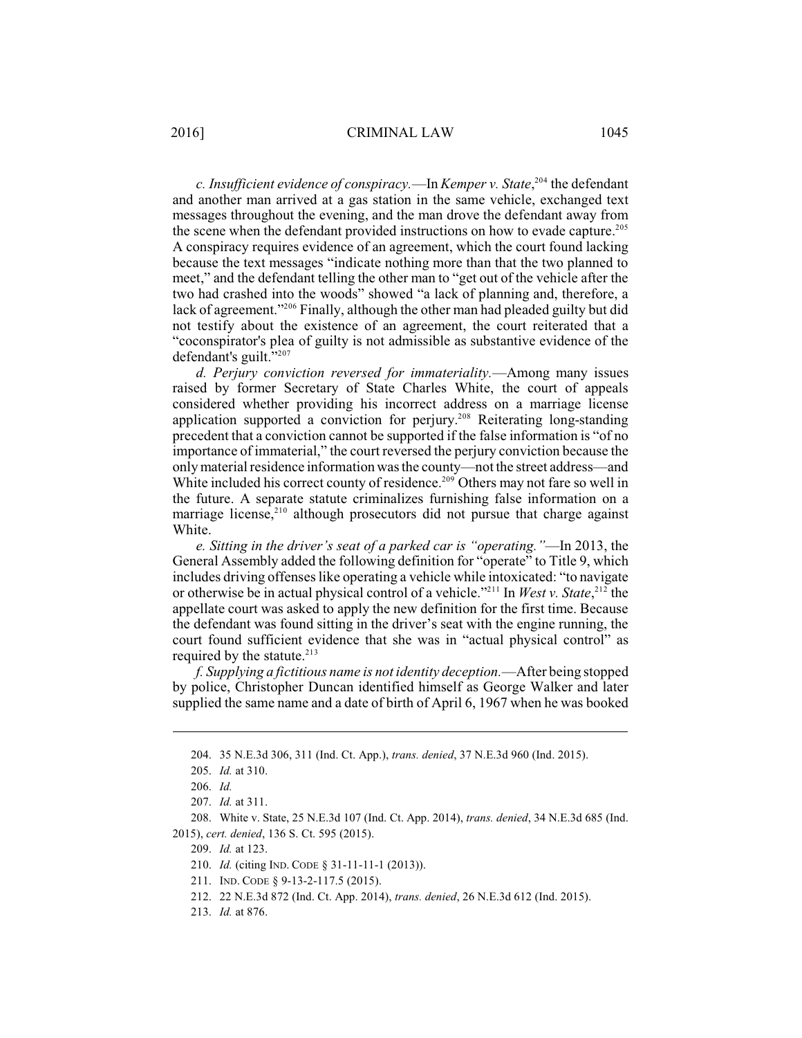*c. Insufficient evidence of conspiracy.*—In *Kemper v. State*,[204] the defendant and another man arrived at a gas station in the same vehicle, exchanged text messages throughout the evening, and the man drove the defendant away from the scene when the defendant provided instructions on how to evade capture.[205] A conspiracy requires evidence of an agreement, which the court found lacking because the text messages "indicate nothing more than that the two planned to meet," and the defendant telling the other man to "get out of the vehicle after the two had crashed into the woods" showed "a lack of planning and, therefore, a lack of agreement."[206] Finally, although the other man had pleaded guilty but did not testify about the existence of an agreement, the court reiterated that a "coconspirator's plea of guilty is not admissible as substantive evidence of the defendant's guilt."[207]

*d. Perjury conviction reversed for immateriality.*—Among many issues raised by former Secretary of State Charles White, the court of appeals considered whether providing his incorrect address on a marriage license application supported a conviction for perjury.[208] Reiterating long-standing precedent that a conviction cannot be supported if the false information is "of no importance of immaterial," the court reversed the perjury conviction because the only material residence information was the county—not the street address—and White included his correct county of residence.[209] Others may not fare so well in the future. A separate statute criminalizes furnishing false information on a marriage license,[210] although prosecutors did not pursue that charge against White.

*e. Sitting in the driver's seat of a parked car is "operating."*—In 2013, the General Assembly added the following definition for "operate" to Title 9, which includes driving offenses like operating a vehicle while intoxicated: "to navigate or otherwise be in actual physical control of a vehicle."[211] In *West v. State*,[212] the appellate court was asked to apply the new definition for the first time. Because the defendant was found sitting in the driver's seat with the engine running, the court found sufficient evidence that she was in "actual physical control" as required by the statute.[213]

*f. Supplying a fictitious name is not identity deception.*—After being stopped by police, Christopher Duncan identified himself as George Walker and later supplied the same name and a date of birth of April 6, 1967 when he was booked

---

204. 35 N.E.3d 306, 311 (Ind. Ct. App.), *trans. denied*, 37 N.E.3d 960 (Ind. 2015).

205. *Id.* at 310.

206. *Id.*

207. *Id.* at 311.

208. White v. State, 25 N.E.3d 107 (Ind. Ct. App. 2014), *trans. denied*, 34 N.E.3d 685 (Ind. 2015), *cert. denied*, 136 S. Ct. 595 (2015).

209. *Id.* at 123.

210. *Id.* (citing IND. CODE § 31-11-11-1 (2013)).

211. IND. CODE § 9-13-2-117.5 (2015).

212. 22 N.E.3d 872 (Ind. Ct. App. 2014), *trans. denied*, 26 N.E.3d 612 (Ind. 2015).

213. *Id.* at 876.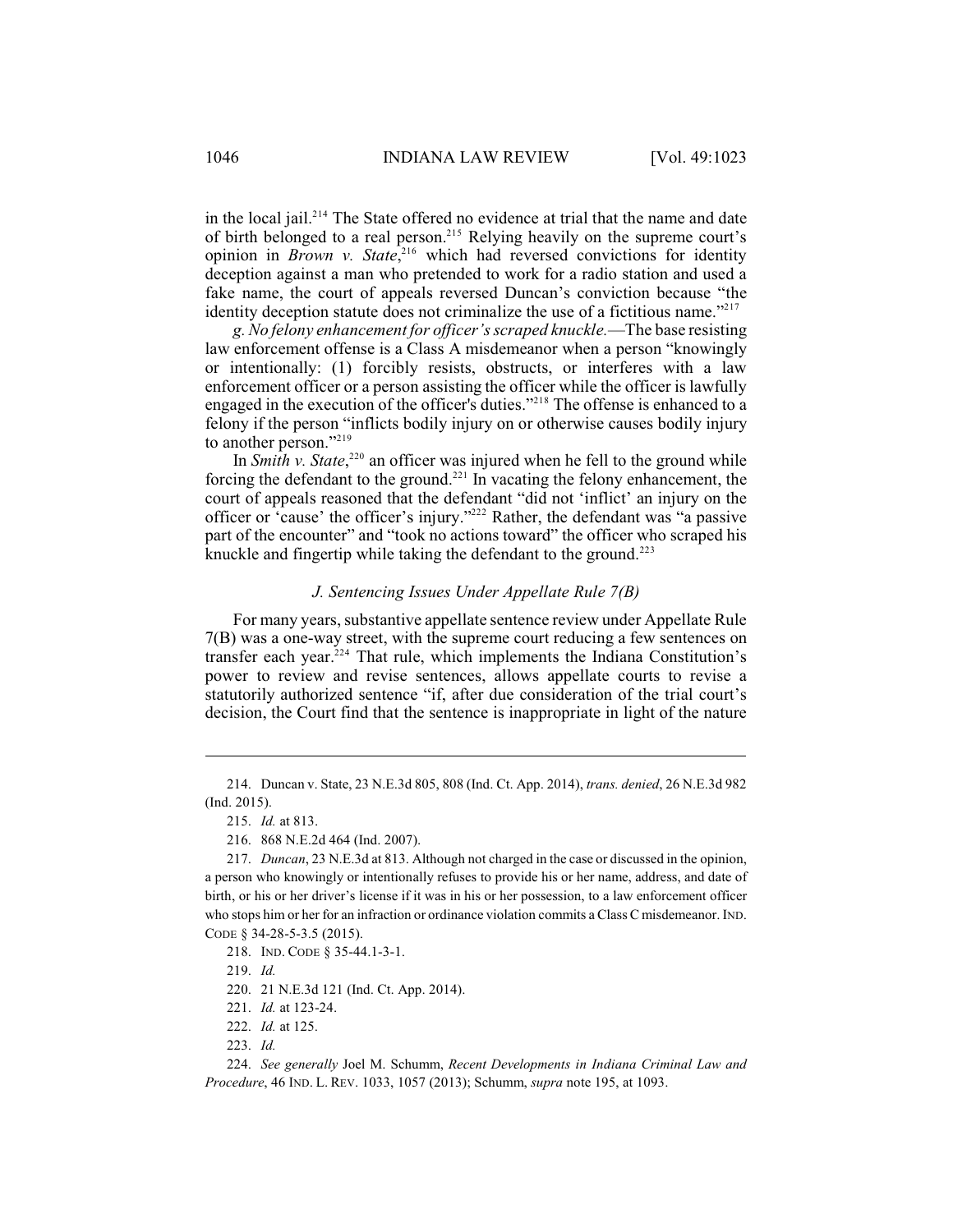in the local jail.[214] The State offered no evidence at trial that the name and date of birth belonged to a real person.[215] Relying heavily on the supreme court's opinion in *Brown v. State*,[216] which had reversed convictions for identity deception against a man who pretended to work for a radio station and used a fake name, the court of appeals reversed Duncan's conviction because "the identity deception statute does not criminalize the use of a fictitious name."[217]

*g. No felony enhancement for officer's scraped knuckle.*—The base resisting law enforcement offense is a Class A misdemeanor when a person "knowingly or intentionally: (1) forcibly resists, obstructs, or interferes with a law enforcement officer or a person assisting the officer while the officer is lawfully engaged in the execution of the officer's duties."[218] The offense is enhanced to a felony if the person "inflicts bodily injury on or otherwise causes bodily injury to another person."[219]

In *Smith v. State*,[220] an officer was injured when he fell to the ground while forcing the defendant to the ground.[221] In vacating the felony enhancement, the court of appeals reasoned that the defendant "did not 'inflict' an injury on the officer or 'cause' the officer's injury."[222] Rather, the defendant was "a passive part of the encounter" and "took no actions toward" the officer who scraped his knuckle and fingertip while taking the defendant to the ground.[223]

### *J. Sentencing Issues Under Appellate Rule 7(B)*

For many years, substantive appellate sentence review under Appellate Rule 7(B) was a one-way street, with the supreme court reducing a few sentences on transfer each year.[224] That rule, which implements the Indiana Constitution's power to review and revise sentences, allows appellate courts to revise a statutorily authorized sentence "if, after due consideration of the trial court's decision, the Court find that the sentence is inappropriate in light of the nature

---

214. Duncan v. State, 23 N.E.3d 805, 808 (Ind. Ct. App. 2014), *trans. denied*, 26 N.E.3d 982 (Ind. 2015).

215. *Id.* at 813.

216. 868 N.E.2d 464 (Ind. 2007).

217. *Duncan*, 23 N.E.3d at 813. Although not charged in the case or discussed in the opinion, a person who knowingly or intentionally refuses to provide his or her name, address, and date of birth, or his or her driver's license if it was in his or her possession, to a law enforcement officer who stops him or her for an infraction or ordinance violation commits a Class C misdemeanor. IND. CODE § 34-28-5-3.5 (2015).

218. IND. CODE § 35-44.1-3-1.

219. *Id.*

220. 21 N.E.3d 121 (Ind. Ct. App. 2014).

221. *Id.* at 123-24.

222. *Id.* at 125.

223. *Id.*

224. *See generally* Joel M. Schumm, *Recent Developments in Indiana Criminal Law and Procedure*, 46 IND. L. REV. 1033, 1057 (2013); Schumm, *supra* note 195, at 1093.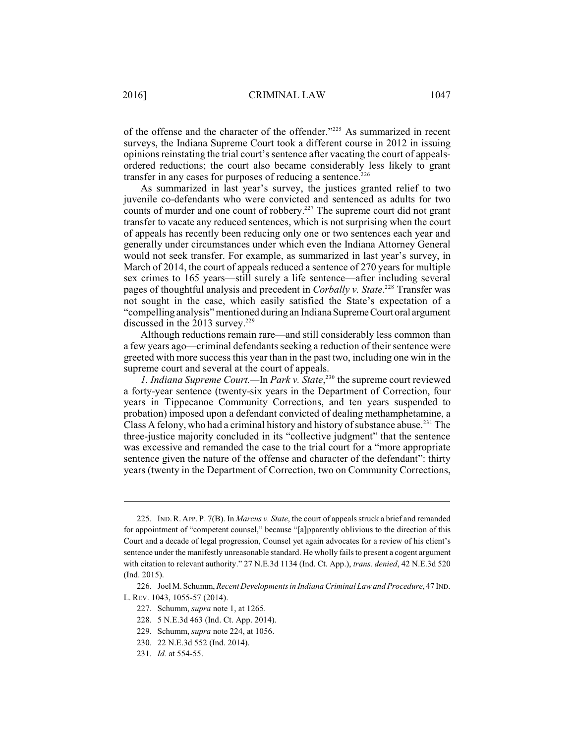of the offense and the character of the offender."[225] As summarized in recent surveys, the Indiana Supreme Court took a different course in 2012 in issuing opinions reinstating the trial court's sentence after vacating the court of appeals-ordered reductions; the court also became considerably less likely to grant transfer in any cases for purposes of reducing a sentence.[226]

As summarized in last year's survey, the justices granted relief to two juvenile co-defendants who were convicted and sentenced as adults for two counts of murder and one count of robbery.[227] The supreme court did not grant transfer to vacate any reduced sentences, which is not surprising when the court of appeals has recently been reducing only one or two sentences each year and generally under circumstances under which even the Indiana Attorney General would not seek transfer. For example, as summarized in last year's survey, in March of 2014, the court of appeals reduced a sentence of 270 years for multiple sex crimes to 165 years—still surely a life sentence—after including several pages of thoughtful analysis and precedent in *Corbally v. State*.[228] Transfer was not sought in the case, which easily satisfied the State's expectation of a "compelling analysis" mentioned during an Indiana Supreme Court oral argument discussed in the 2013 survey.[229]

Although reductions remain rare—and still considerably less common than a few years ago—criminal defendants seeking a reduction of their sentence were greeted with more success this year than in the past two, including one win in the supreme court and several at the court of appeals.

*1. Indiana Supreme Court.*—In *Park v. State*,[230] the supreme court reviewed a forty-year sentence (twenty-six years in the Department of Correction, four years in Tippecanoe Community Corrections, and ten years suspended to probation) imposed upon a defendant convicted of dealing methamphetamine, a Class A felony, who had a criminal history and history of substance abuse.[231] The three-justice majority concluded in its "collective judgment" that the sentence was excessive and remanded the case to the trial court for a "more appropriate sentence given the nature of the offense and character of the defendant": thirty years (twenty in the Department of Correction, two on Community Corrections,

---

225. IND. R. APP. P. 7(B). In *Marcus v. State*, the court of appeals struck a brief and remanded for appointment of "competent counsel," because "[a]pparently oblivious to the direction of this Court and a decade of legal progression, Counsel yet again advocates for a review of his client's sentence under the manifestly unreasonable standard. He wholly fails to present a cogent argument with citation to relevant authority." 27 N.E.3d 1134 (Ind. Ct. App.), *trans. denied*, 42 N.E.3d 520 (Ind. 2015).

226. Joel M. Schumm, *Recent Developments in Indiana Criminal Law and Procedure*, 47 IND. L. REV. 1043, 1055-57 (2014).

227. Schumm, *supra* note 1, at 1265.

228. 5 N.E.3d 463 (Ind. Ct. App. 2014).

229. Schumm, *supra* note 224, at 1056.

230. 22 N.E.3d 552 (Ind. 2014).

231. *Id.* at 554-55.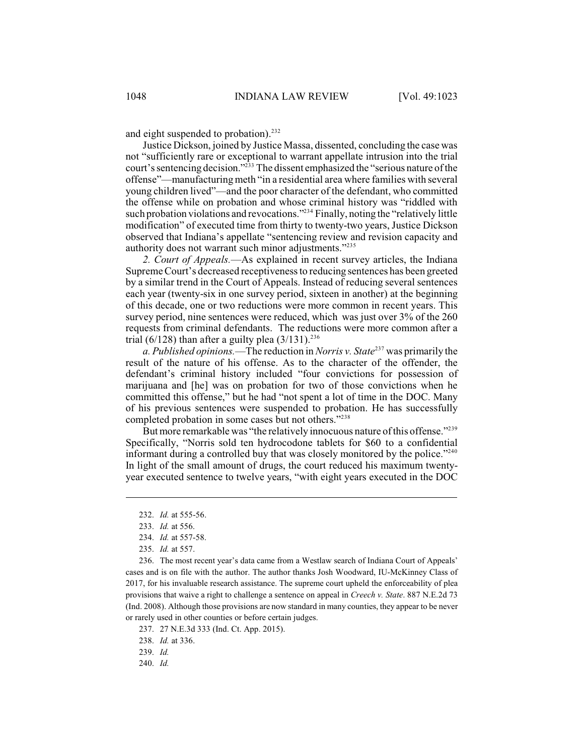and eight suspended to probation).[232]

Justice Dickson, joined by Justice Massa, dissented, concluding the case was not "sufficiently rare or exceptional to warrant appellate intrusion into the trial court's sentencing decision."[233] The dissent emphasized the "serious nature of the offense"—manufacturing meth "in a residential area where families with several young children lived"—and the poor character of the defendant, who committed the offense while on probation and whose criminal history was "riddled with such probation violations and revocations."[234] Finally, noting the "relatively little modification" of executed time from thirty to twenty-two years, Justice Dickson observed that Indiana's appellate "sentencing review and revision capacity and authority does not warrant such minor adjustments."[235]

*2. Court of Appeals.*—As explained in recent survey articles, the Indiana Supreme Court's decreased receptiveness to reducing sentences has been greeted by a similar trend in the Court of Appeals. Instead of reducing several sentences each year (twenty-six in one survey period, sixteen in another) at the beginning of this decade, one or two reductions were more common in recent years. This survey period, nine sentences were reduced, which was just over 3% of the 260 requests from criminal defendants. The reductions were more common after a trial (6/128) than after a guilty plea (3/131).[236]

*a. Published opinions.*—The reduction in *Norris v. State*[237] was primarily the result of the nature of his offense. As to the character of the offender, the defendant's criminal history included "four convictions for possession of marijuana and [he] was on probation for two of those convictions when he committed this offense," but he had "not spent a lot of time in the DOC. Many of his previous sentences were suspended to probation. He has successfully completed probation in some cases but not others."[238]

But more remarkable was "the relatively innocuous nature of this offense."[239] Specifically, "Norris sold ten hydrocodone tablets for $60 to a confidential informant during a controlled buy that was closely monitored by the police."[240] In light of the small amount of drugs, the court reduced his maximum twenty-year executed sentence to twelve years, "with eight years executed in the DOC

---

232. *Id.* at 555-56.

233. *Id.* at 556.

234. *Id.* at 557-58.

235. *Id.* at 557.

236. The most recent year's data came from a Westlaw search of Indiana Court of Appeals' cases and is on file with the author. The author thanks Josh Woodward, IU-McKinney Class of 2017, for his invaluable research assistance. The supreme court upheld the enforceability of plea provisions that waive a right to challenge a sentence on appeal in *Creech v. State*. 887 N.E.2d 73 (Ind. 2008). Although those provisions are now standard in many counties, they appear to be never or rarely used in other counties or before certain judges.

237. 27 N.E.3d 333 (Ind. Ct. App. 2015).

238. *Id.* at 336.

239. *Id.*

240. *Id.*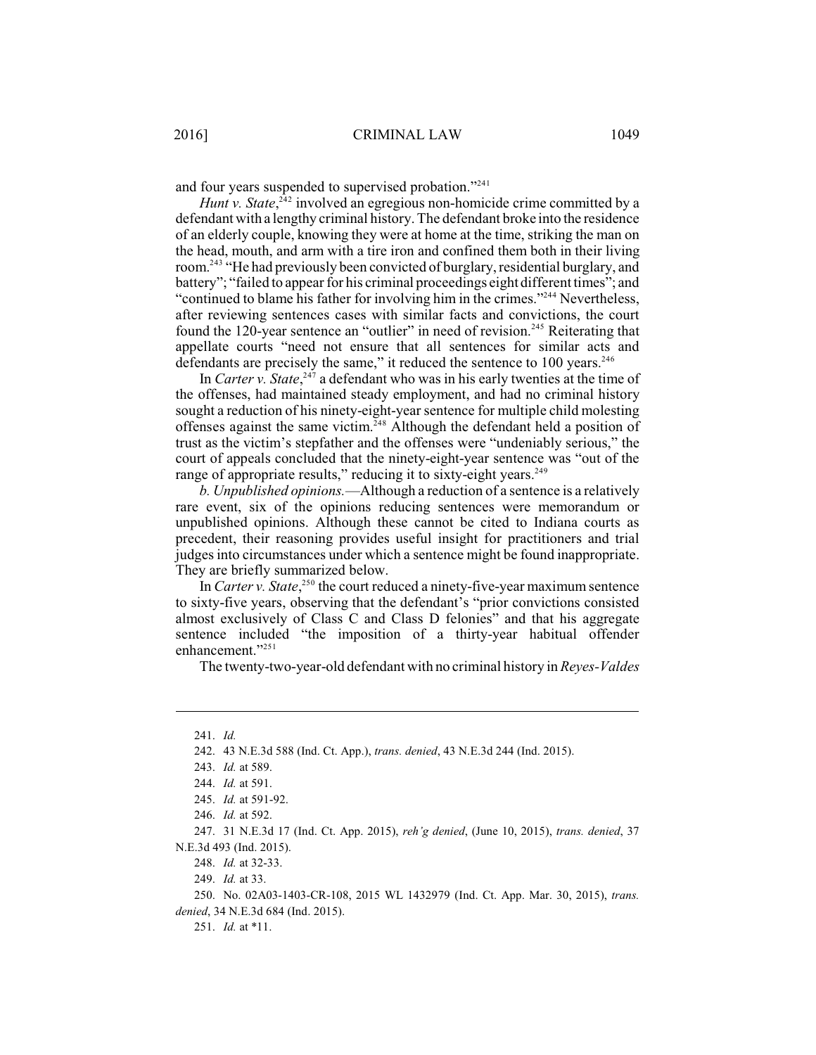and four years suspended to supervised probation."[241]

*Hunt v. State*,[242] involved an egregious non-homicide crime committed by a defendant with a lengthy criminal history. The defendant broke into the residence of an elderly couple, knowing they were at home at the time, striking the man on the head, mouth, and arm with a tire iron and confined them both in their living room.[243] "He had previously been convicted of burglary, residential burglary, and battery"; "failed to appear for his criminal proceedings eight different times"; and "continued to blame his father for involving him in the crimes."[244] Nevertheless, after reviewing sentences cases with similar facts and convictions, the court found the 120-year sentence an "outlier" in need of revision.[245] Reiterating that appellate courts "need not ensure that all sentences for similar acts and defendants are precisely the same," it reduced the sentence to 100 years.[246]

In *Carter v. State*,[247] a defendant who was in his early twenties at the time of the offenses, had maintained steady employment, and had no criminal history sought a reduction of his ninety-eight-year sentence for multiple child molesting offenses against the same victim.[248] Although the defendant held a position of trust as the victim's stepfather and the offenses were "undeniably serious," the court of appeals concluded that the ninety-eight-year sentence was "out of the range of appropriate results," reducing it to sixty-eight years.[249]

*b. Unpublished opinions.*—Although a reduction of a sentence is a relatively rare event, six of the opinions reducing sentences were memorandum or unpublished opinions. Although these cannot be cited to Indiana courts as precedent, their reasoning provides useful insight for practitioners and trial judges into circumstances under which a sentence might be found inappropriate. They are briefly summarized below.

In *Carter v. State*,[250] the court reduced a ninety-five-year maximum sentence to sixty-five years, observing that the defendant's "prior convictions consisted almost exclusively of Class C and Class D felonies" and that his aggregate sentence included "the imposition of a thirty-year habitual offender enhancement."[251]

The twenty-two-year-old defendant with no criminal history in *Reyes-Valdes*

---

241. *Id.*

242. 43 N.E.3d 588 (Ind. Ct. App.), *trans. denied*, 43 N.E.3d 244 (Ind. 2015).

243. *Id.* at 589.

244. *Id.* at 591.

245. *Id.* at 591-92.

246. *Id.* at 592.

247. 31 N.E.3d 17 (Ind. Ct. App. 2015), *reh'g denied*, (June 10, 2015), *trans. denied*, 37 N.E.3d 493 (Ind. 2015).

248. *Id.* at 32-33.

249. *Id.* at 33.

250. No. 02A03-1403-CR-108, 2015 WL 1432979 (Ind. Ct. App. Mar. 30, 2015), *trans. denied*, 34 N.E.3d 684 (Ind. 2015).

251. *Id.* at *11.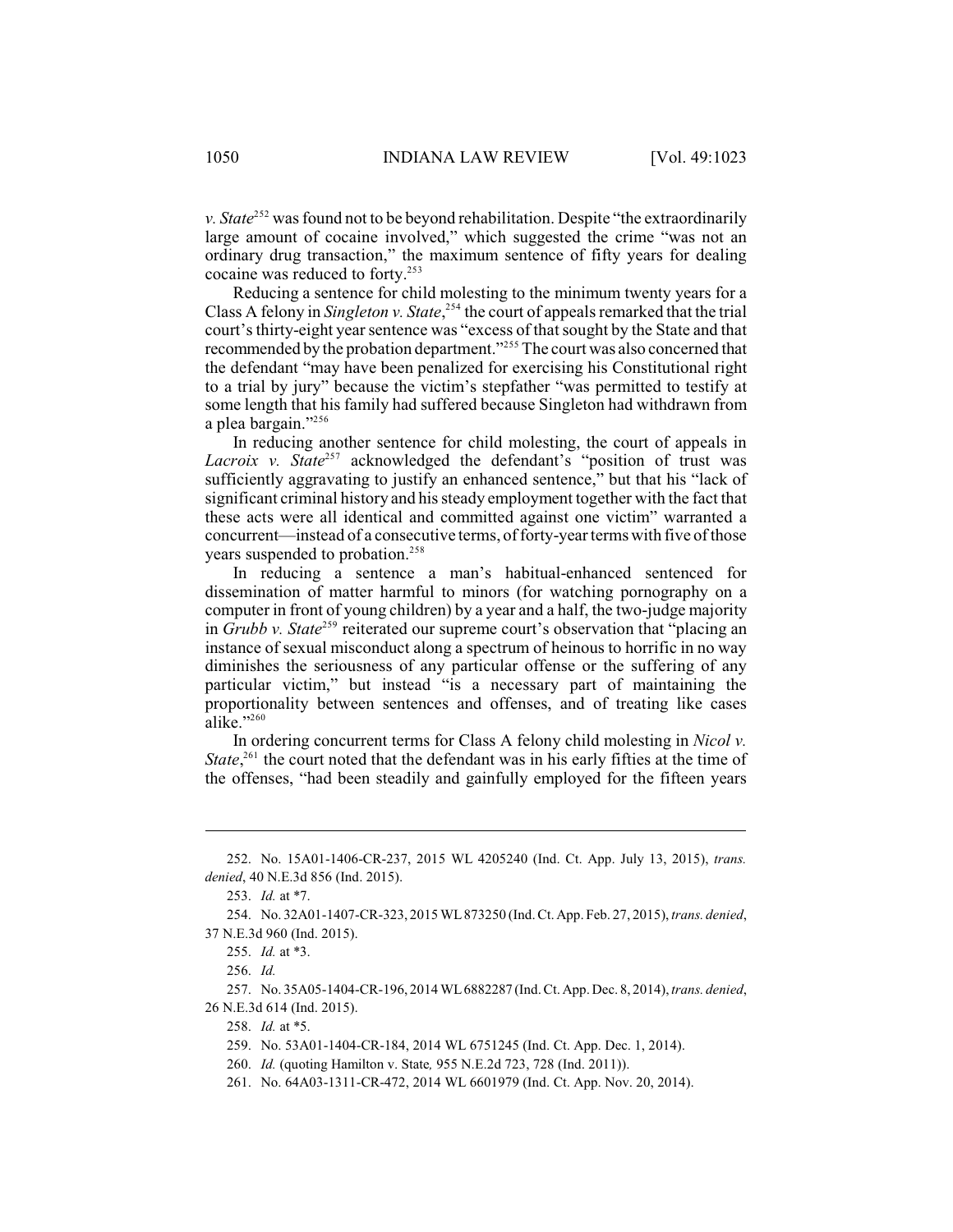*v. State*[252] was found not to be beyond rehabilitation. Despite "the extraordinarily large amount of cocaine involved," which suggested the crime "was not an ordinary drug transaction," the maximum sentence of fifty years for dealing cocaine was reduced to forty.[253]

Reducing a sentence for child molesting to the minimum twenty years for a Class A felony in *Singleton v. State*,[254] the court of appeals remarked that the trial court's thirty-eight year sentence was "excess of that sought by the State and that recommended by the probation department."[255] The court was also concerned that the defendant "may have been penalized for exercising his Constitutional right to a trial by jury" because the victim's stepfather "was permitted to testify at some length that his family had suffered because Singleton had withdrawn from a plea bargain."[256]

In reducing another sentence for child molesting, the court of appeals in *Lacroix v. State*[257] acknowledged the defendant's "position of trust was sufficiently aggravating to justify an enhanced sentence," but that his "lack of significant criminal history and his steady employment together with the fact that these acts were all identical and committed against one victim" warranted a concurrent—instead of a consecutive terms, of forty-year terms with five of those years suspended to probation.[258]

In reducing a sentence a man's habitual-enhanced sentenced for dissemination of matter harmful to minors (for watching pornography on a computer in front of young children) by a year and a half, the two-judge majority in *Grubb v. State*[259] reiterated our supreme court's observation that "placing an instance of sexual misconduct along a spectrum of heinous to horrific in no way diminishes the seriousness of any particular offense or the suffering of any particular victim," but instead "is a necessary part of maintaining the proportionality between sentences and offenses, and of treating like cases alike."[260]

In ordering concurrent terms for Class A felony child molesting in *Nicol v. State*,[261] the court noted that the defendant was in his early fifties at the time of the offenses, "had been steadily and gainfully employed for the fifteen years

---

252. No. 15A01-1406-CR-237, 2015 WL 4205240 (Ind. Ct. App. July 13, 2015), *trans. denied*, 40 N.E.3d 856 (Ind. 2015).

253. *Id.* at *7.

254. No. 32A01-1407-CR-323, 2015 WL 873250 (Ind. Ct. App. Feb. 27, 2015), *trans. denied*, 37 N.E.3d 960 (Ind. 2015).

255. *Id.* at *3.

256. *Id.*

257. No. 35A05-1404-CR-196, 2014 WL 6882287 (Ind. Ct. App. Dec. 8, 2014), *trans. denied*, 26 N.E.3d 614 (Ind. 2015).

258. *Id.* at *5.

259. No. 53A01-1404-CR-184, 2014 WL 6751245 (Ind. Ct. App. Dec. 1, 2014).

260. *Id.* (quoting Hamilton v. State*,* 955 N.E.2d 723, 728 (Ind. 2011)).

261. No. 64A03-1311-CR-472, 2014 WL 6601979 (Ind. Ct. App. Nov. 20, 2014).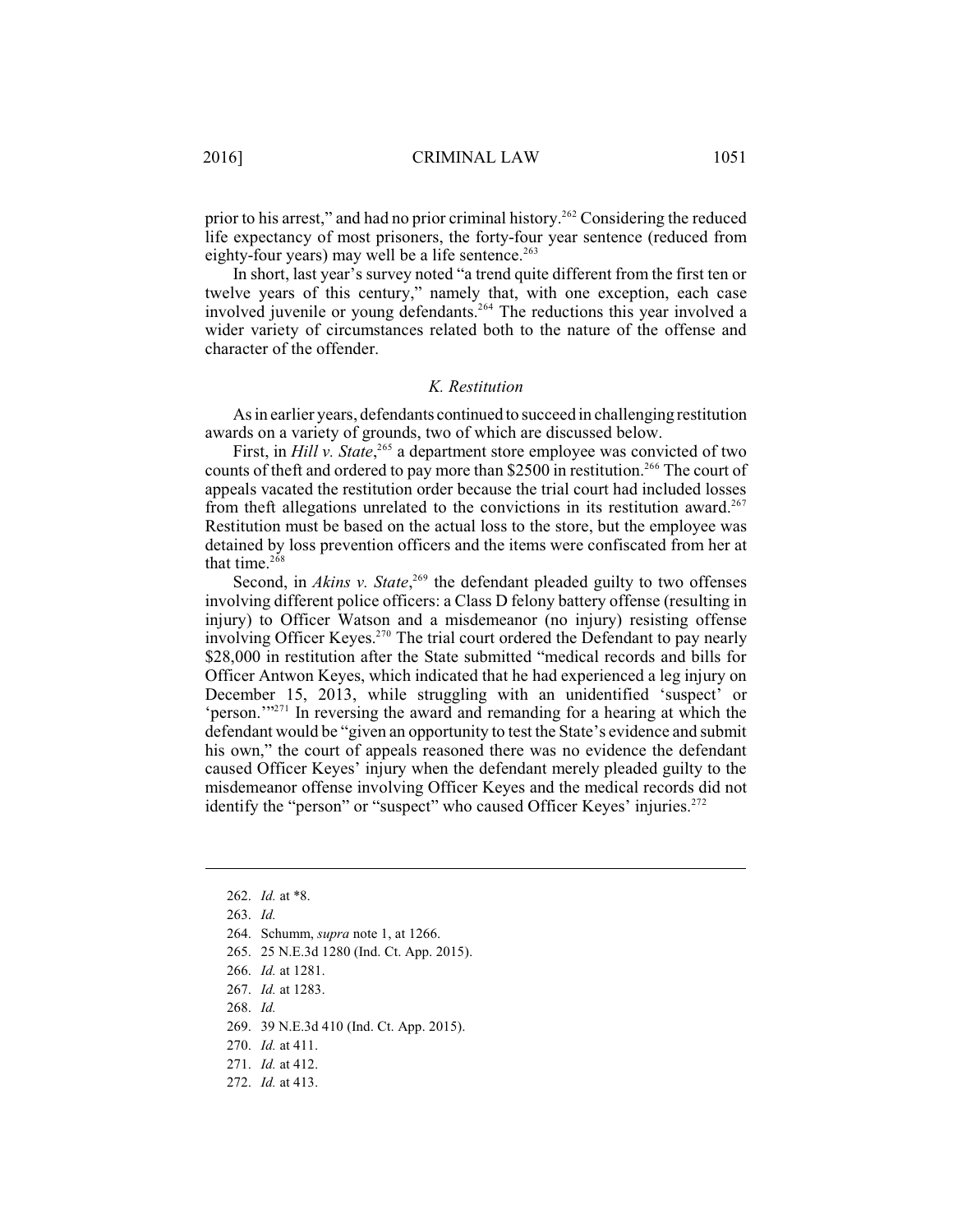prior to his arrest," and had no prior criminal history.[262] Considering the reduced life expectancy of most prisoners, the forty-four year sentence (reduced from eighty-four years) may well be a life sentence.[263]

In short, last year's survey noted "a trend quite different from the first ten or twelve years of this century," namely that, with one exception, each case involved juvenile or young defendants.[264] The reductions this year involved a wider variety of circumstances related both to the nature of the offense and character of the offender.

### *K. Restitution*

As in earlier years, defendants continued to succeed in challenging restitution awards on a variety of grounds, two of which are discussed below.

First, in *Hill v. State*,[265] a department store employee was convicted of two counts of theft and ordered to pay more than $2500 in restitution.[266] The court of appeals vacated the restitution order because the trial court had included losses from theft allegations unrelated to the convictions in its restitution award.[267] Restitution must be based on the actual loss to the store, but the employee was detained by loss prevention officers and the items were confiscated from her at that time.[268]

Second, in *Akins v. State*,[269] the defendant pleaded guilty to two offenses involving different police officers: a Class D felony battery offense (resulting in injury) to Officer Watson and a misdemeanor (no injury) resisting offense involving Officer Keyes.[270] The trial court ordered the Defendant to pay nearly $28,000 in restitution after the State submitted "medical records and bills for Officer Antwon Keyes, which indicated that he had experienced a leg injury on December 15, 2013, while struggling with an unidentified 'suspect' or 'person.'"[271] In reversing the award and remanding for a hearing at which the defendant would be "given an opportunity to test the State's evidence and submit his own," the court of appeals reasoned there was no evidence the defendant caused Officer Keyes' injury when the defendant merely pleaded guilty to the misdemeanor offense involving Officer Keyes and the medical records did not identify the "person" or "suspect" who caused Officer Keyes' injuries.[272]

---

262. *Id.* at *8.
263. *Id.*
264. Schumm, *supra* note 1, at 1266.
265. 25 N.E.3d 1280 (Ind. Ct. App. 2015).
266. *Id.* at 1281.
267. *Id.* at 1283.
268. *Id.*
269. 39 N.E.3d 410 (Ind. Ct. App. 2015).
270. *Id.* at 411.
271. *Id.* at 412.
272. *Id.* at 413.